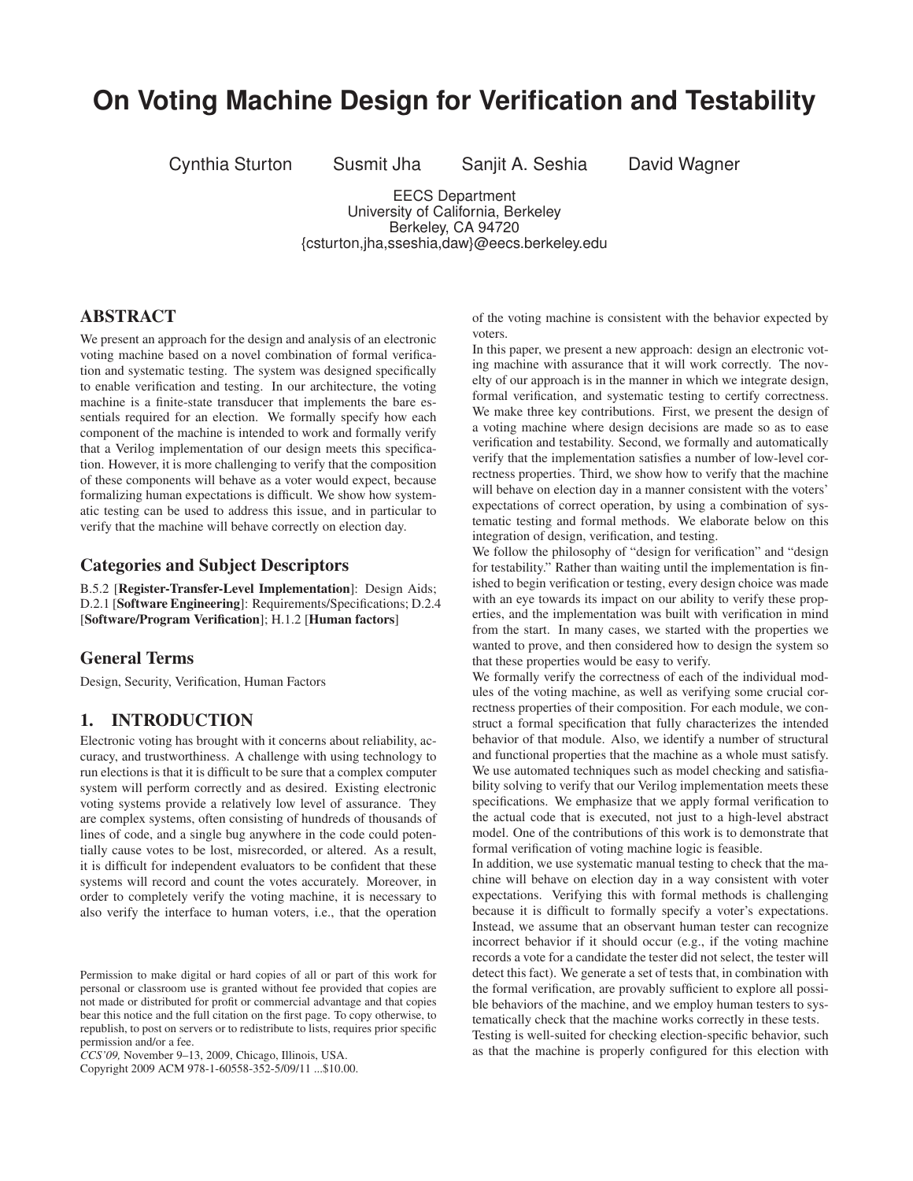# On Voting Machine Design for Verification and Testability

Cynthia Sturton  Susmit Jha  Sanjit A. Seshia  David Wagner

EECS Department
University of California, Berkeley
Berkeley, CA 94720
{csturton,jha,sseshia,daw}@eecs.berkeley.edu

## ABSTRACT

We present an approach for the design and analysis of an electronic voting machine based on a novel combination of formal verification and systematic testing. The system was designed specifically to enable verification and testing. In our architecture, the voting machine is a finite-state transducer that implements the bare essentials required for an election. We formally specify how each component of the machine is intended to work and formally verify that a Verilog implementation of our design meets this specification. However, it is more challenging to verify that the composition of these components will behave as a voter would expect, because formalizing human expectations is difficult. We show how systematic testing can be used to address this issue, and in particular to verify that the machine will behave correctly on election day.

## Categories and Subject Descriptors

B.5.2 [**Register-Transfer-Level Implementation**]: Design Aids; D.2.1 [**Software Engineering**]: Requirements/Specifications; D.2.4 [**Software/Program Verification**]; H.1.2 [**Human factors**]

## General Terms

Design, Security, Verification, Human Factors

## 1. INTRODUCTION

Electronic voting has brought with it concerns about reliability, accuracy, and trustworthiness. A challenge with using technology to run elections is that it is difficult to be sure that a complex computer system will perform correctly and as desired. Existing electronic voting systems provide a relatively low level of assurance. They are complex systems, often consisting of hundreds of thousands of lines of code, and a single bug anywhere in the code could potentially cause votes to be lost, misrecorded, or altered. As a result, it is difficult for independent evaluators to be confident that these systems will record and count the votes accurately. Moreover, in order to completely verify the voting machine, it is necessary to also verify the interface to human voters, i.e., that the operation of the voting machine is consistent with the behavior expected by voters.

In this paper, we present a new approach: design an electronic voting machine with assurance that it will work correctly. The novelty of our approach is in the manner in which we integrate design, formal verification, and systematic testing to certify correctness. We make three key contributions. First, we present the design of a voting machine where design decisions are made so as to ease verification and testability. Second, we formally and automatically verify that the implementation satisfies a number of low-level correctness properties. Third, we show how to verify that the machine will behave on election day in a manner consistent with the voters' expectations of correct operation, by using a combination of systematic testing and formal methods. We elaborate below on this integration of design, verification, and testing.

We follow the philosophy of "design for verification" and "design for testability." Rather than waiting until the implementation is finished to begin verification or testing, every design choice was made with an eye towards its impact on our ability to verify these properties, and the implementation was built with verification in mind from the start. In many cases, we started with the properties we wanted to prove, and then considered how to design the system so that these properties would be easy to verify.

We formally verify the correctness of each of the individual modules of the voting machine, as well as verifying some crucial correctness properties of their composition. For each module, we construct a formal specification that fully characterizes the intended behavior of that module. Also, we identify a number of structural and functional properties that the machine as a whole must satisfy. We use automated techniques such as model checking and satisfiability solving to verify that our Verilog implementation meets these specifications. We emphasize that we apply formal verification to the actual code that is executed, not just to a high-level abstract model. One of the contributions of this work is to demonstrate that formal verification of voting machine logic is feasible.

In addition, we use systematic manual testing to check that the machine will behave on election day in a way consistent with voter expectations. Verifying this with formal methods is challenging because it is difficult to formally specify a voter's expectations. Instead, we assume that an observant human tester can recognize incorrect behavior if it should occur (e.g., if the voting machine records a vote for a candidate the tester did not select, the tester will detect this fact). We generate a set of tests that, in combination with the formal verification, are provably sufficient to explore all possible behaviors of the machine, and we employ human testers to systematically check that the machine works correctly in these tests.

Testing is well-suited for checking election-specific behavior, such as that the machine is properly configured for this election with

Permission to make digital or hard copies of all or part of this work for personal or classroom use is granted without fee provided that copies are not made or distributed for profit or commercial advantage and that copies bear this notice and the full citation on the first page. To copy otherwise, to republish, to post on servers or to redistribute to lists, requires prior specific permission and/or a fee.
*CCS'09,* November 9–13, 2009, Chicago, Illinois, USA.
Copyright 2009 ACM 978-1-60558-352-5/09/11 ...$10.00.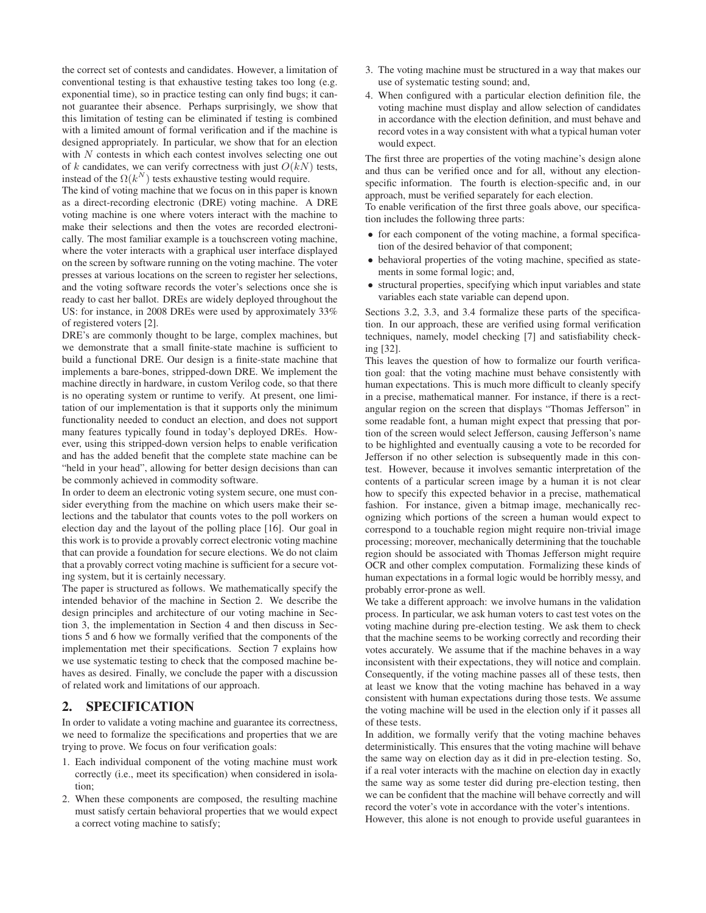the correct set of contests and candidates. However, a limitation of conventional testing is that exhaustive testing takes too long (e.g. exponential time), so in practice testing can only find bugs; it cannot guarantee their absence. Perhaps surprisingly, we show that this limitation of testing can be eliminated if testing is combined with a limited amount of formal verification and if the machine is designed appropriately. In particular, we show that for an election with $N$ contests in which each contest involves selecting one out of $k$ candidates, we can verify correctness with just $O(kN)$ tests, instead of the $\Omega(k^N)$ tests exhaustive testing would require.

The kind of voting machine that we focus on in this paper is known as a direct-recording electronic (DRE) voting machine. A DRE voting machine is one where voters interact with the machine to make their selections and then the votes are recorded electronically. The most familiar example is a touchscreen voting machine, where the voter interacts with a graphical user interface displayed on the screen by software running on the voting machine. The voter presses at various locations on the screen to register her selections, and the voting software records the voter's selections once she is ready to cast her ballot. DREs are widely deployed throughout the US: for instance, in 2008 DREs were used by approximately 33% of registered voters [2].

DRE's are commonly thought to be large, complex machines, but we demonstrate that a small finite-state machine is sufficient to build a functional DRE. Our design is a finite-state machine that implements a bare-bones, stripped-down DRE. We implement the machine directly in hardware, in custom Verilog code, so that there is no operating system or runtime to verify. At present, one limitation of our implementation is that it supports only the minimum functionality needed to conduct an election, and does not support many features typically found in today's deployed DREs. However, using this stripped-down version helps to enable verification and has the added benefit that the complete state machine can be "held in your head", allowing for better design decisions than can be commonly achieved in commodity software.

In order to deem an electronic voting system secure, one must consider everything from the machine on which users make their selections and the tabulator that counts votes to the poll workers on election day and the layout of the polling place [16]. Our goal in this work is to provide a provably correct electronic voting machine that can provide a foundation for secure elections. We do not claim that a provably correct voting machine is sufficient for a secure voting system, but it is certainly necessary.

The paper is structured as follows. We mathematically specify the intended behavior of the machine in Section 2. We describe the design principles and architecture of our voting machine in Section 3, the implementation in Section 4 and then discuss in Sections 5 and 6 how we formally verified that the components of the implementation met their specifications. Section 7 explains how we use systematic testing to check that the composed machine behaves as desired. Finally, we conclude the paper with a discussion of related work and limitations of our approach.

## 2. SPECIFICATION

In order to validate a voting machine and guarantee its correctness, we need to formalize the specifications and properties that we are trying to prove. We focus on four verification goals:

1. Each individual component of the voting machine must work correctly (i.e., meet its specification) when considered in isolation;
2. When these components are composed, the resulting machine must satisfy certain behavioral properties that we would expect a correct voting machine to satisfy;
3. The voting machine must be structured in a way that makes our use of systematic testing sound; and,
4. When configured with a particular election definition file, the voting machine must display and allow selection of candidates in accordance with the election definition, and must behave and record votes in a way consistent with what a typical human voter would expect.

The first three are properties of the voting machine's design alone and thus can be verified once and for all, without any election-specific information. The fourth is election-specific and, in our approach, must be verified separately for each election.

To enable verification of the first three goals above, our specification includes the following three parts:

- for each component of the voting machine, a formal specification of the desired behavior of that component;
- behavioral properties of the voting machine, specified as statements in some formal logic; and,
- structural properties, specifying which input variables and state variables each state variable can depend upon.

Sections 3.2, 3.3, and 3.4 formalize these parts of the specification. In our approach, these are verified using formal verification techniques, namely, model checking [7] and satisfiability checking [32].

This leaves the question of how to formalize our fourth verification goal: that the voting machine must behave consistently with human expectations. This is much more difficult to cleanly specify in a precise, mathematical manner. For instance, if there is a rectangular region on the screen that displays "Thomas Jefferson" in some readable font, a human might expect that pressing that portion of the screen would select Jefferson, causing Jefferson's name to be highlighted and eventually causing a vote to be recorded for Jefferson if no other selection is subsequently made in this contest. However, because it involves semantic interpretation of the contents of a particular screen image by a human it is not clear how to specify this expected behavior in a precise, mathematical fashion. For instance, given a bitmap image, mechanically recognizing which portions of the screen a human would expect to correspond to a touchable region might require non-trivial image processing; moreover, mechanically determining that the touchable region should be associated with Thomas Jefferson might require OCR and other complex computation. Formalizing these kinds of human expectations in a formal logic would be horribly messy, and probably error-prone as well.

We take a different approach: we involve humans in the validation process. In particular, we ask human voters to cast test votes on the voting machine during pre-election testing. We ask them to check that the machine seems to be working correctly and recording their votes accurately. We assume that if the machine behaves in a way inconsistent with their expectations, they will notice and complain. Consequently, if the voting machine passes all of these tests, then at least we know that the voting machine has behaved in a way consistent with human expectations during those tests. We assume the voting machine will be used in the election only if it passes all of these tests.

In addition, we formally verify that the voting machine behaves deterministically. This ensures that the voting machine will behave the same way on election day as it did in pre-election testing. So, if a real voter interacts with the machine on election day in exactly the same way as some tester did during pre-election testing, then we can be confident that the machine will behave correctly and will record the voter's vote in accordance with the voter's intentions.

However, this alone is not enough to provide useful guarantees in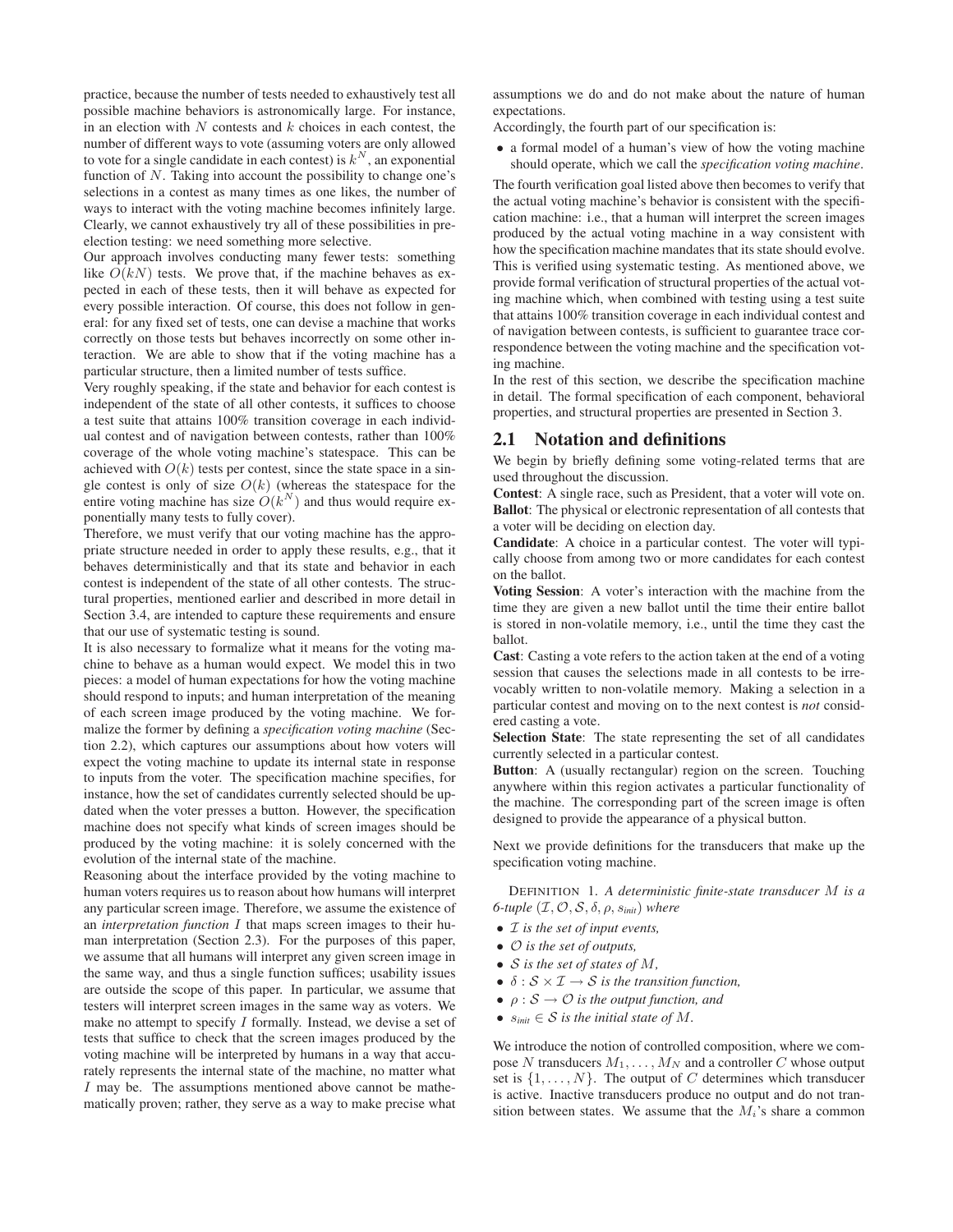practice, because the number of tests needed to exhaustively test all possible machine behaviors is astronomically large. For instance, in an election with $N$ contests and $k$ choices in each contest, the number of different ways to vote (assuming voters are only allowed to vote for a single candidate in each contest) is $k^N$, an exponential function of $N$. Taking into account the possibility to change one's selections in a contest as many times as one likes, the number of ways to interact with the voting machine becomes infinitely large. Clearly, we cannot exhaustively try all of these possibilities in pre-election testing: we need something more selective.

Our approach involves conducting many fewer tests: something like $O(kN)$ tests. We prove that, if the machine behaves as expected in each of these tests, then it will behave as expected for every possible interaction. Of course, this does not follow in general: for any fixed set of tests, one can devise a machine that works correctly on those tests but behaves incorrectly on some other interaction. We are able to show that if the voting machine has a particular structure, then a limited number of tests suffice.

Very roughly speaking, if the state and behavior for each contest is independent of the state of all other contests, it suffices to choose a test suite that attains 100% transition coverage in each individual contest and of navigation between contests, rather than 100% coverage of the whole voting machine's statespace. This can be achieved with $O(k)$ tests per contest, since the state space in a single contest is only of size $O(k)$ (whereas the statespace for the entire voting machine has size $O(k^N)$ and thus would require exponentially many tests to fully cover).

Therefore, we must verify that our voting machine has the appropriate structure needed in order to apply these results, e.g., that it behaves deterministically and that its state and behavior in each contest is independent of the state of all other contests. The structural properties, mentioned earlier and described in more detail in Section 3.4, are intended to capture these requirements and ensure that our use of systematic testing is sound.

It is also necessary to formalize what it means for the voting machine to behave as a human would expect. We model this in two pieces: a model of human expectations for how the voting machine should respond to inputs; and human interpretation of the meaning of each screen image produced by the voting machine. We formalize the former by defining a *specification voting machine* (Section 2.2), which captures our assumptions about how voters will expect the voting machine to update its internal state in response to inputs from the voter. The specification machine specifies, for instance, how the set of candidates currently selected should be updated when the voter presses a button. However, the specification machine does not specify what kinds of screen images should be produced by the voting machine: it is solely concerned with the evolution of the internal state of the machine.

Reasoning about the interface provided by the voting machine to human voters requires us to reason about how humans will interpret any particular screen image. Therefore, we assume the existence of an *interpretation function* $I$ that maps screen images to their human interpretation (Section 2.3). For the purposes of this paper, we assume that all humans will interpret any given screen image in the same way, and thus a single function suffices; usability issues are outside the scope of this paper. In particular, we assume that testers will interpret screen images in the same way as voters. We make no attempt to specify $I$ formally. Instead, we devise a set of tests that suffice to check that the screen images produced by the voting machine will be interpreted by humans in a way that accurately represents the internal state of the machine, no matter what $I$ may be. The assumptions mentioned above cannot be mathematically proven; rather, they serve as a way to make precise what assumptions we do and do not make about the nature of human expectations.

Accordingly, the fourth part of our specification is:

- a formal model of a human's view of how the voting machine should operate, which we call the *specification voting machine*.

The fourth verification goal listed above then becomes to verify that the actual voting machine's behavior is consistent with the specification machine: i.e., that a human will interpret the screen images produced by the actual voting machine in a way consistent with how the specification machine mandates that its state should evolve. This is verified using systematic testing. As mentioned above, we provide formal verification of structural properties of the actual voting machine which, when combined with testing using a test suite that attains 100% transition coverage in each individual contest and of navigation between contests, is sufficient to guarantee trace correspondence between the voting machine and the specification voting machine.

In the rest of this section, we describe the specification machine in detail. The formal specification of each component, behavioral properties, and structural properties are presented in Section 3.

## 2.1 Notation and definitions

We begin by briefly defining some voting-related terms that are used throughout the discussion.

**Contest**: A single race, such as President, that a voter will vote on.

**Ballot**: The physical or electronic representation of all contests that a voter will be deciding on election day.

**Candidate**: A choice in a particular contest. The voter will typically choose from among two or more candidates for each contest on the ballot.

**Voting Session**: A voter's interaction with the machine from the time they are given a new ballot until the time their entire ballot is stored in non-volatile memory, i.e., until the time they cast the ballot.

**Cast**: Casting a vote refers to the action taken at the end of a voting session that causes the selections made in all contests to be irrevocably written to non-volatile memory. Making a selection in a particular contest and moving on to the next contest is *not* considered casting a vote.

**Selection State**: The state representing the set of all candidates currently selected in a particular contest.

**Button**: A (usually rectangular) region on the screen. Touching anywhere within this region activates a particular functionality of the machine. The corresponding part of the screen image is often designed to provide the appearance of a physical button.

Next we provide definitions for the transducers that make up the specification voting machine.

DEFINITION 1. *A deterministic finite-state transducer $M$ is a 6-tuple $(\mathcal{I}, \mathcal{O}, \mathcal{S}, \delta, \rho, s_{init})$ where*

- *$\mathcal{I}$ is the set of input events,*
- *$\mathcal{O}$ is the set of outputs,*
- *$\mathcal{S}$ is the set of states of $M$,*
- *$\delta : \mathcal{S} \times \mathcal{I} \rightarrow \mathcal{S}$ is the transition function,*
- *$\rho : \mathcal{S} \rightarrow \mathcal{O}$ is the output function, and*
- *$s_{init} \in \mathcal{S}$ is the initial state of $M$.*

We introduce the notion of controlled composition, where we compose $N$ transducers $M_1, \ldots, M_N$ and a controller $C$ whose output set is $\{1, \ldots, N\}$. The output of $C$ determines which transducer is active. Inactive transducers produce no output and do not transition between states. We assume that the $M_i$'s share a common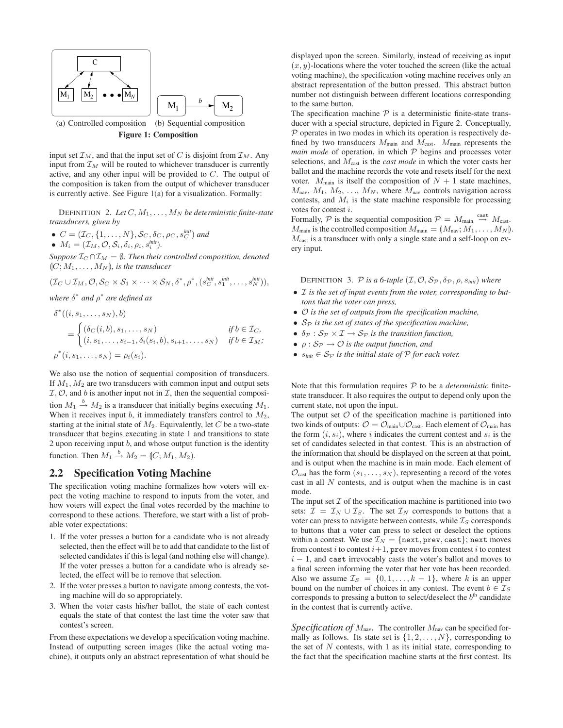(a) Controlled composition (b) Sequential composition

**Figure 1: Composition**

input set $\mathcal{I}_M$, and that the input set of $C$ is disjoint from $\mathcal{I}_M$. Any input from $\mathcal{I}_M$ will be routed to whichever transducer is currently active, and any other input will be provided to $C$. The output of the composition is taken from the output of whichever transducer is currently active. See Figure 1(a) for a visualization. Formally:

DEFINITION 2. *Let $C, M_1, \ldots, M_N$ be deterministic finite-state transducers, given by*

- $C = (\mathcal{I}_C, \{1, \ldots, N\}, \mathcal{S}_C, \delta_C, \rho_C, s_C^{init})$ *and*
- $M_i = (\mathcal{I}_M, \mathcal{O}, \mathcal{S}_i, \delta_i, \rho_i, s_i^{init})$.

*Suppose $\mathcal{I}_C \cap \mathcal{I}_M = \emptyset$. Then their controlled composition, denoted $(\!|C; M_1, \ldots, M_N|\!)$, is the transducer*

$$(\mathcal{I}_C \cup \mathcal{I}_M, \mathcal{O}, \mathcal{S}_C \times \mathcal{S}_1 \times \cdots \times \mathcal{S}_N, \delta^*, \rho^*, (s_C^{init}, s_1^{init}, \ldots, s_N^{init})),$$

*where $\delta^*$ and $\rho^*$ are defined as*

$$\delta^*((i, s_1, \ldots, s_N), b) = \begin{cases} (\delta_C(i, b), s_1, \ldots, s_N) & \text{if } b \in \mathcal{I}_C, \\ (i, s_1, \ldots, s_{i-1}, \delta_i(s_i, b), s_{i+1}, \ldots, s_N) & \text{if } b \in \mathcal{I}_M; \end{cases}$$

$$\rho^*(i, s_1, \ldots, s_N) = \rho_i(s_i).$$

We also use the notion of sequential composition of transducers. If $M_1, M_2$ are two transducers with common input and output sets $\mathcal{I}, \mathcal{O}$, and $b$ is another input not in $\mathcal{I}$, then the sequential composition $M_1 \xrightarrow{b} M_2$ is a transducer that initially begins executing $M_1$. When it receives input $b$, it immediately transfers control to $M_2$, starting at the initial state of $M_2$. Equivalently, let $C$ be a two-state transducer that begins executing in state 1 and transitions to state 2 upon receiving input $b$, and whose output function is the identity function. Then $M_1 \xrightarrow{b} M_2 = (\!|C; M_1, M_2|\!)$.

## 2.2 Specification Voting Machine

The specification voting machine formalizes how voters will expect the voting machine to respond to inputs from the voter, and how voters will expect the final votes recorded by the machine to correspond to these actions. Therefore, we start with a list of probable voter expectations:

1. If the voter presses a button for a candidate who is not already selected, then the effect will be to add that candidate to the list of selected candidates if this is legal (and nothing else will change). If the voter presses a button for a candidate who is already selected, the effect will be to remove that selection.
2. If the voter presses a button to navigate among contests, the voting machine will do so appropriately.
3. When the voter casts his/her ballot, the state of each contest equals the state of that contest the last time the voter saw that contest's screen.

From these expectations we develop a specification voting machine. Instead of outputting screen images (like the actual voting machine), it outputs only an abstract representation of what should be displayed upon the screen. Similarly, instead of receiving as input $(x, y)$-locations where the voter touched the screen (like the actual voting machine), the specification voting machine receives only an abstract representation of the button pressed. This abstract button number not distinguish between different locations corresponding to the same button.

The specification machine $\mathcal{P}$ is a deterministic finite-state transducer with a special structure, depicted in Figure 2. Conceptually, $\mathcal{P}$ operates in two modes in which its operation is respectively defined by two transducers $M_{\text{main}}$ and $M_{\text{cast}}$. $M_{\text{main}}$ represents the *main mode* of operation, in which $\mathcal{P}$ begins and processes voter selections, and $M_{\text{cast}}$ is the *cast mode* in which the voter casts her ballot and the machine records the vote and resets itself for the next voter. $M_{\text{main}}$ is itself the composition of $N + 1$ state machines, $M_{\text{nav}}$, $M_1$, $M_2$, ..., $M_N$, where $M_{\text{nav}}$ controls navigation across contests, and $M_i$ is the state machine responsible for processing votes for contest $i$.

Formally, $\mathcal{P}$ is the sequential composition $\mathcal{P} = M_{\text{main}} \overset{\texttt{cast}}{\rightarrow} M_{\text{cast}}$. $M_{\text{main}}$ is the controlled composition $M_{\text{main}} = (\!|M_{\text{nav}}; M_1, \ldots, M_N|\!)$. $M_{\text{cast}}$ is a transducer with only a single state and a self-loop on every input.

DEFINITION 3. *$\mathcal{P}$ is a 6-tuple $(\mathcal{I}, \mathcal{O}, \mathcal{S}_\mathcal{P}, \delta_\mathcal{P}, \rho, s_{init})$ where*

- *$\mathcal{I}$ is the set of input events from the voter, corresponding to buttons that the voter can press,*
- *$\mathcal{O}$ is the set of outputs from the specification machine,*
- *$\mathcal{S}_\mathcal{P}$ is the set of states of the specification machine,*
- *$\delta_\mathcal{P} : \mathcal{S}_\mathcal{P} \times \mathcal{I} \rightarrow \mathcal{S}_\mathcal{P}$ is the transition function,*
- *$\rho : \mathcal{S}_\mathcal{P} \rightarrow \mathcal{O}$ is the output function, and*
- *$s_{init} \in \mathcal{S}_\mathcal{P}$ is the initial state of $\mathcal{P}$ for each voter.*

Note that this formulation requires $\mathcal{P}$ to be a *deterministic* finite-state transducer. It also requires the output to depend only upon the current state, not upon the input.

The output set $\mathcal{O}$ of the specification machine is partitioned into two kinds of outputs: $\mathcal{O} = \mathcal{O}_{\text{main}} \cup \mathcal{O}_{\text{cast}}$. Each element of $\mathcal{O}_{\text{main}}$ has the form $(i, s_i)$, where $i$ indicates the current contest and $s_i$ is the set of candidates selected in that contest. This is an abstraction of the information that should be displayed on the screen at that point, and is output when the machine is in main mode. Each element of $\mathcal{O}_{\text{cast}}$ has the form $(s_1, \ldots, s_N)$, representing a record of the votes cast in all $N$ contests, and is output when the machine is in cast mode.

The input set $\mathcal{I}$ of the specification machine is partitioned into two sets: $\mathcal{I} = \mathcal{I}_N \cup \mathcal{I}_S$. The set $\mathcal{I}_N$ corresponds to buttons that a voter can press to navigate between contests, while $\mathcal{I}_S$ corresponds to buttons that a voter can press to select or deselect the options within a contest. We use $\mathcal{I}_N = \{\texttt{next}, \texttt{prev}, \texttt{cast}\}$; `next` moves from contest $i$ to contest $i+1$, `prev` moves from contest $i$ to contest $i - 1$, and `cast` irrevocably casts the voter's ballot and moves to a final screen informing the voter that her vote has been recorded. Also we assume $\mathcal{I}_S = \{0, 1, \ldots, k - 1\}$, where $k$ is an upper bound on the number of choices in any contest. The event $b \in \mathcal{I}_S$ corresponds to pressing a button to select/deselect the $b^{\text{th}}$ candidate in the contest that is currently active.

*Specification of $M_{\text{nav}}$.* The controller $M_{\text{nav}}$ can be specified formally as follows. Its state set is $\{1, 2, \ldots, N\}$, corresponding to the set of $N$ contests, with 1 as its initial state, corresponding to the fact that the specification machine starts at the first contest. Its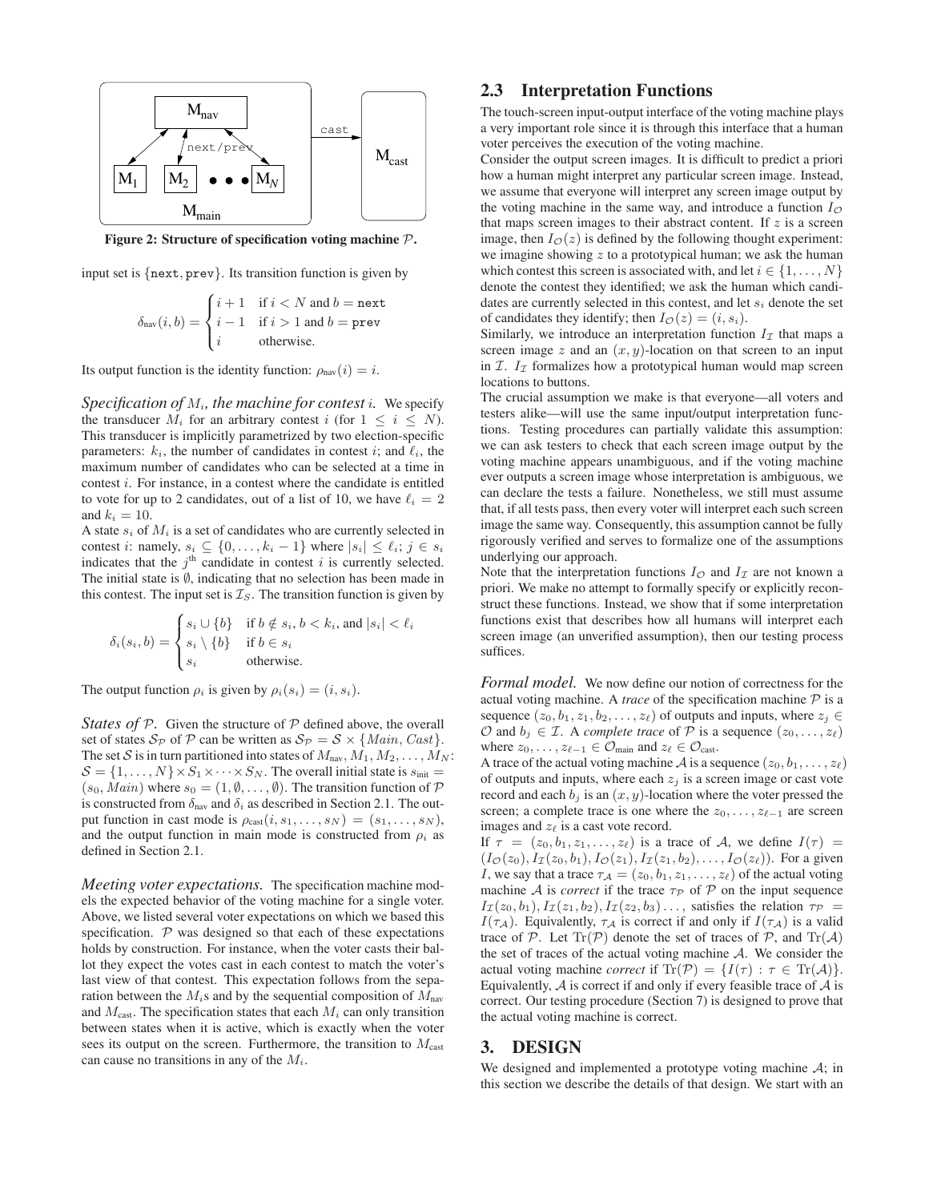Figure 2: Structure of specification voting machine $\mathcal{P}$.

input set is $\{\texttt{next}, \texttt{prev}\}$. Its transition function is given by

$$\delta_{\text{nav}}(i, b) = \begin{cases} i+1 & \text{if } i < N \text{ and } b = \texttt{next} \\ i-1 & \text{if } i > 1 \text{ and } b = \texttt{prev} \\ i & \text{otherwise.} \end{cases}$$

Its output function is the identity function: $\rho_{\text{nav}}(i) = i$.

*Specification of $M_i$, the machine for contest $i$.* We specify the transducer $M_i$ for an arbitrary contest $i$ (for $1 \leq i \leq N$). This transducer is implicitly parametrized by two election-specific parameters: $k_i$, the number of candidates in contest $i$; and $\ell_i$, the maximum number of candidates who can be selected at a time in contest $i$. For instance, in a contest where the candidate is entitled to vote for up to 2 candidates, out of a list of 10, we have $\ell_i = 2$ and $k_i = 10$.

A state $s_i$ of $M_i$ is a set of candidates who are currently selected in contest $i$: namely, $s_i \subseteq \{0, \dots, k_i - 1\}$ where $|s_i| \leq \ell_i$; $j \in s_i$ indicates that the $j^{\text{th}}$ candidate in contest $i$ is currently selected. The initial state is $\emptyset$, indicating that no selection has been made in this contest. The input set is $\mathcal{I}_S$. The transition function is given by

$$\delta_i(s_i, b) = \begin{cases} s_i \cup \{b\} & \text{if } b \notin s_i, b < k_i, \text{ and } |s_i| < \ell_i \\ s_i \setminus \{b\} & \text{if } b \in s_i \\ s_i & \text{otherwise.} \end{cases}$$

The output function $\rho_i$ is given by $\rho_i(s_i) = (i, s_i)$.

*States of $\mathcal{P}$.* Given the structure of $\mathcal{P}$ defined above, the overall set of states $\mathcal{S}_{\mathcal{P}}$ of $\mathcal{P}$ can be written as $\mathcal{S}_{\mathcal{P}} = \mathcal{S} \times \{Main, Cast\}$. The set $\mathcal{S}$ is in turn partitioned into states of $M_{\text{nav}}, M_1, M_2, \dots, M_N$: $\mathcal{S} = \{1, \dots, N\} \times S_1 \times \dots \times S_N$. The overall initial state is $s_{\text{init}} = (s_0, Main)$ where $s_0 = (1, \emptyset, \dots, \emptyset)$. The transition function of $\mathcal{P}$ is constructed from $\delta_{\text{nav}}$ and $\delta_i$ as described in Section 2.1. The output function in cast mode is $\rho_{\text{cast}}(i, s_1, \dots, s_N) = (s_1, \dots, s_N)$, and the output function in main mode is constructed from $\rho_i$ as defined in Section 2.1.

*Meeting voter expectations.* The specification machine models the expected behavior of the voting machine for a single voter. Above, we listed several voter expectations on which we based this specification. $\mathcal{P}$ was designed so that each of these expectations holds by construction. For instance, when the voter casts their ballot they expect the votes cast in each contest to match the voter's last view of that contest. This expectation follows from the separation between the $M_i$s and by the sequential composition of $M_{\text{nav}}$ and $M_{\text{cast}}$. The specification states that each $M_i$ can only transition between states when it is active, which is exactly when the voter sees its output on the screen. Furthermore, the transition to $M_{\text{cast}}$ can cause no transitions in any of the $M_i$.

## 2.3 Interpretation Functions

The touch-screen input-output interface of the voting machine plays a very important role since it is through this interface that a human voter perceives the execution of the voting machine.

Consider the output screen images. It is difficult to predict a priori how a human might interpret any particular screen image. Instead, we assume that everyone will interpret any screen image output by the voting machine in the same way, and introduce a function $I_{\mathcal{O}}$ that maps screen images to their abstract content. If $z$ is a screen image, then $I_{\mathcal{O}}(z)$ is defined by the following thought experiment: we imagine showing $z$ to a prototypical human; we ask the human which contest this screen is associated with, and let $i \in \{1, \dots, N\}$ denote the contest they identified; we ask the human which candidates are currently selected in this contest, and let $s_i$ denote the set of candidates they identify; then $I_{\mathcal{O}}(z) = (i, s_i)$.

Similarly, we introduce an interpretation function $I_{\mathcal{I}}$ that maps a screen image $z$ and an $(x, y)$-location on that screen to an input in $\mathcal{I}$. $I_{\mathcal{I}}$ formalizes how a prototypical human would map screen locations to buttons.

The crucial assumption we make is that everyone—all voters and testers alike—will use the same input/output interpretation functions. Testing procedures can partially validate this assumption: we can ask testers to check that each screen image output by the voting machine appears unambiguous, and if the voting machine ever outputs a screen image whose interpretation is ambiguous, we can declare the tests a failure. Nonetheless, we still must assume that, if all tests pass, then every voter will interpret each such screen image the same way. Consequently, this assumption cannot be fully rigorously verified and serves to formalize one of the assumptions underlying our approach.

Note that the interpretation functions $I_{\mathcal{O}}$ and $I_{\mathcal{I}}$ are not known a priori. We make no attempt to formally specify or explicitly reconstruct these functions. Instead, we show that if some interpretation functions exist that describes how all humans will interpret each screen image (an unverified assumption), then our testing process suffices.

*Formal model.* We now define our notion of correctness for the actual voting machine. A *trace* of the specification machine $\mathcal{P}$ is a sequence $(z_0, b_1, z_1, b_2, \dots, z_\ell)$ of outputs and inputs, where $z_j \in \mathcal{O}$ and $b_j \in \mathcal{I}$. A *complete trace* of $\mathcal{P}$ is a sequence $(z_0, \dots, z_\ell)$ where $z_0, \dots, z_{\ell-1} \in \mathcal{O}_{\text{main}}$ and $z_\ell \in \mathcal{O}_{\text{cast}}$.

A trace of the actual voting machine $\mathcal{A}$ is a sequence $(z_0, b_1, \dots, z_\ell)$ of outputs and inputs, where each $z_j$ is a screen image or cast vote record and each $b_j$ is an $(x, y)$-location where the voter pressed the screen; a complete trace is one where the $z_0, \dots, z_{\ell-1}$ are screen images and $z_\ell$ is a cast vote record.

If $\tau = (z_0, b_1, z_1, \dots, z_\ell)$ is a trace of $\mathcal{A}$, we define $I(\tau) = (I_{\mathcal{O}}(z_0), I_{\mathcal{I}}(z_0, b_1), I_{\mathcal{O}}(z_1), I_{\mathcal{I}}(z_1, b_2), \dots, I_{\mathcal{O}}(z_\ell))$. For a given $I$, we say that a trace $\tau_{\mathcal{A}} = (z_0, b_1, z_1, \dots, z_\ell)$ of the actual voting machine $\mathcal{A}$ is *correct* if the trace $\tau_{\mathcal{P}}$ of $\mathcal{P}$ on the input sequence $I_{\mathcal{I}}(z_0, b_1), I_{\mathcal{I}}(z_1, b_2), I_{\mathcal{I}}(z_2, b_3) \dots$, satisfies the relation $\tau_{\mathcal{P}} = I(\tau_{\mathcal{A}})$. Equivalently, $\tau_{\mathcal{A}}$ is correct if and only if $I(\tau_{\mathcal{A}})$ is a valid trace of $\mathcal{P}$. Let $\text{Tr}(\mathcal{P})$ denote the set of traces of $\mathcal{P}$, and $\text{Tr}(\mathcal{A})$ the set of traces of the actual voting machine $\mathcal{A}$. We consider the actual voting machine *correct* if $\text{Tr}(\mathcal{P}) = \{I(\tau) : \tau \in \text{Tr}(\mathcal{A})\}$. Equivalently, $\mathcal{A}$ is correct if and only if every feasible trace of $\mathcal{A}$ is correct. Our testing procedure (Section 7) is designed to prove that the actual voting machine is correct.

# 3. DESIGN

We designed and implemented a prototype voting machine $\mathcal{A}$; in this section we describe the details of that design. We start with an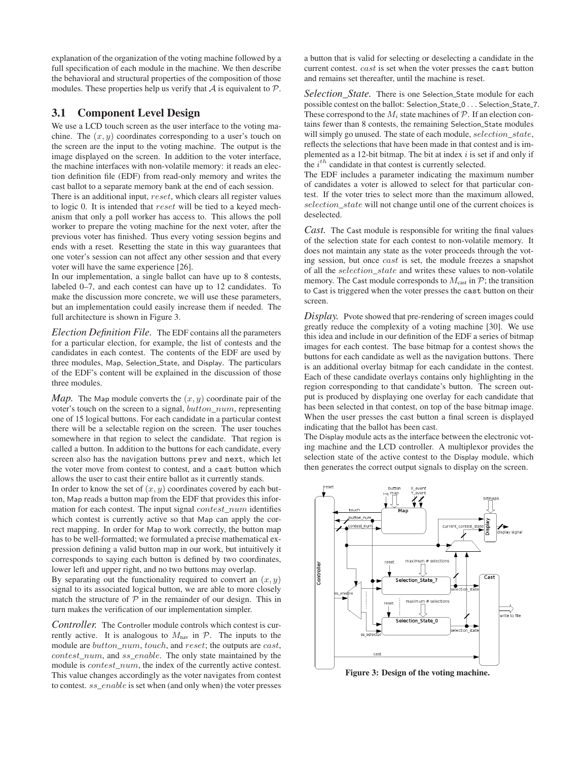explanation of the organization of the voting machine followed by a full specification of each module in the machine. We then describe the behavioral and structural properties of the composition of those modules. These properties help us verify that $\mathcal{A}$ is equivalent to $\mathcal{P}$.

## 3.1 Component Level Design

We use a LCD touch screen as the user interface to the voting machine. The $(x, y)$ coordinates corresponding to a user's touch on the screen are the input to the voting machine. The output is the image displayed on the screen. In addition to the voter interface, the machine interfaces with non-volatile memory: it reads an election definition file (EDF) from read-only memory and writes the cast ballot to a separate memory bank at the end of each session.

There is an additional input, $reset$, which clears all register values to logic 0. It is intended that $reset$ will be tied to a keyed mechanism that only a poll worker has access to. This allows the poll worker to prepare the voting machine for the next voter, after the previous voter has finished. Thus every voting session begins and ends with a reset. Resetting the state in this way guarantees that one voter's session can not affect any other session and that every voter will have the same experience [26].

In our implementation, a single ballot can have up to 8 contests, labeled 0–7, and each contest can have up to 12 candidates. To make the discussion more concrete, we will use these parameters, but an implementation could easily increase them if needed. The full architecture is shown in Figure 3.

*Election Definition File.* The EDF contains all the parameters for a particular election, for example, the list of contests and the candidates in each contest. The contents of the EDF are used by three modules, Map, Selection_State, and Display. The particulars of the EDF's content will be explained in the discussion of those three modules.

*Map.* The Map module converts the $(x, y)$ coordinate pair of the voter's touch on the screen to a signal, $button\_num$, representing one of 15 logical buttons. For each candidate in a particular contest there will be a selectable region on the screen. The user touches somewhere in that region to select the candidate. That region is called a button. In addition to the buttons for each candidate, every screen also has the navigation buttons `prev` and `next`, which let the voter move from contest to contest, and a `cast` button which allows the user to cast their entire ballot as it currently stands.

In order to know the set of $(x, y)$ coordinates covered by each button, Map reads a button map from the EDF that provides this information for each contest. The input signal $contest\_num$ identifies which contest is currently active so that Map can apply the correct mapping. In order for Map to work correctly, the button map has to be well-formatted; we formulated a precise mathematical expression defining a valid button map in our work, but intuitively it corresponds to saying each button is defined by two coordinates, lower left and upper right, and no two buttons may overlap.

By separating out the functionality required to convert an $(x, y)$ signal to its associated logical button, we are able to more closely match the structure of $\mathcal{P}$ in the remainder of our design. This in turn makes the verification of our implementation simpler.

*Controller.* The Controller module controls which contest is currently active. It is analogous to $M_{\text{nav}}$ in $\mathcal{P}$. The inputs to the module are $button\_num$, $touch$, and $reset$; the outputs are $cast$, $contest\_num$, and $ss\_enable$. The only state maintained by the module is $contest\_num$, the index of the currently active contest. This value changes accordingly as the voter navigates from contest to contest. $ss\_enable$ is set when (and only when) the voter presses a button that is valid for selecting or deselecting a candidate in the current contest. $cast$ is set when the voter presses the `cast` button and remains set thereafter, until the machine is reset.

*Selection_State.* There is one Selection_State module for each possible contest on the ballot: Selection_State_0 ... Selection_State_7. These correspond to the $M_i$ state machines of $\mathcal{P}$. If an election contains fewer than 8 contests, the remaining Selection_State modules will simply go unused. The state of each module, $selection\_state$, reflects the selections that have been made in that contest and is implemented as a 12-bit bitmap. The bit at index $i$ is set if and only if the $i^{th}$ candidate in that contest is currently selected.

The EDF includes a parameter indicating the maximum number of candidates a voter is allowed to select for that particular contest. If the voter tries to select more than the maximum allowed, $selection\_state$ will not change until one of the current choices is deselected.

*Cast.* The Cast module is responsible for writing the final values of the selection state for each contest to non-volatile memory. It does not maintain any state as the voter proceeds through the voting session, but once $cast$ is set, the module freezes a snapshot of all the $selection\_state$ and writes these values to non-volatile memory. The Cast module corresponds to $M_{\text{cast}}$ in $\mathcal{P}$; the transition to Cast is triggered when the voter presses the `cast` button on their screen.

*Display.* Pvote showed that pre-rendering of screen images could greatly reduce the complexity of a voting machine [30]. We use this idea and include in our definition of the EDF a series of bitmap images for each contest. The base bitmap for a contest shows the buttons for each candidate as well as the navigation buttons. There is an additional overlay bitmap for each candidate in the contest. Each of these candidate overlays contains only highlighting in the region corresponding to that candidate's button. The screen output is produced by displaying one overlay for each candidate that has been selected in that contest, on top of the base bitmap image. When the user presses the cast button a final screen is displayed indicating that the ballot has been cast.

The Display module acts as the interface between the electronic voting machine and the LCD controller. A multiplexor provides the selection state of the active contest to the Display module, which then generates the correct output signals to display on the screen.

**Figure 3: Design of the voting machine.**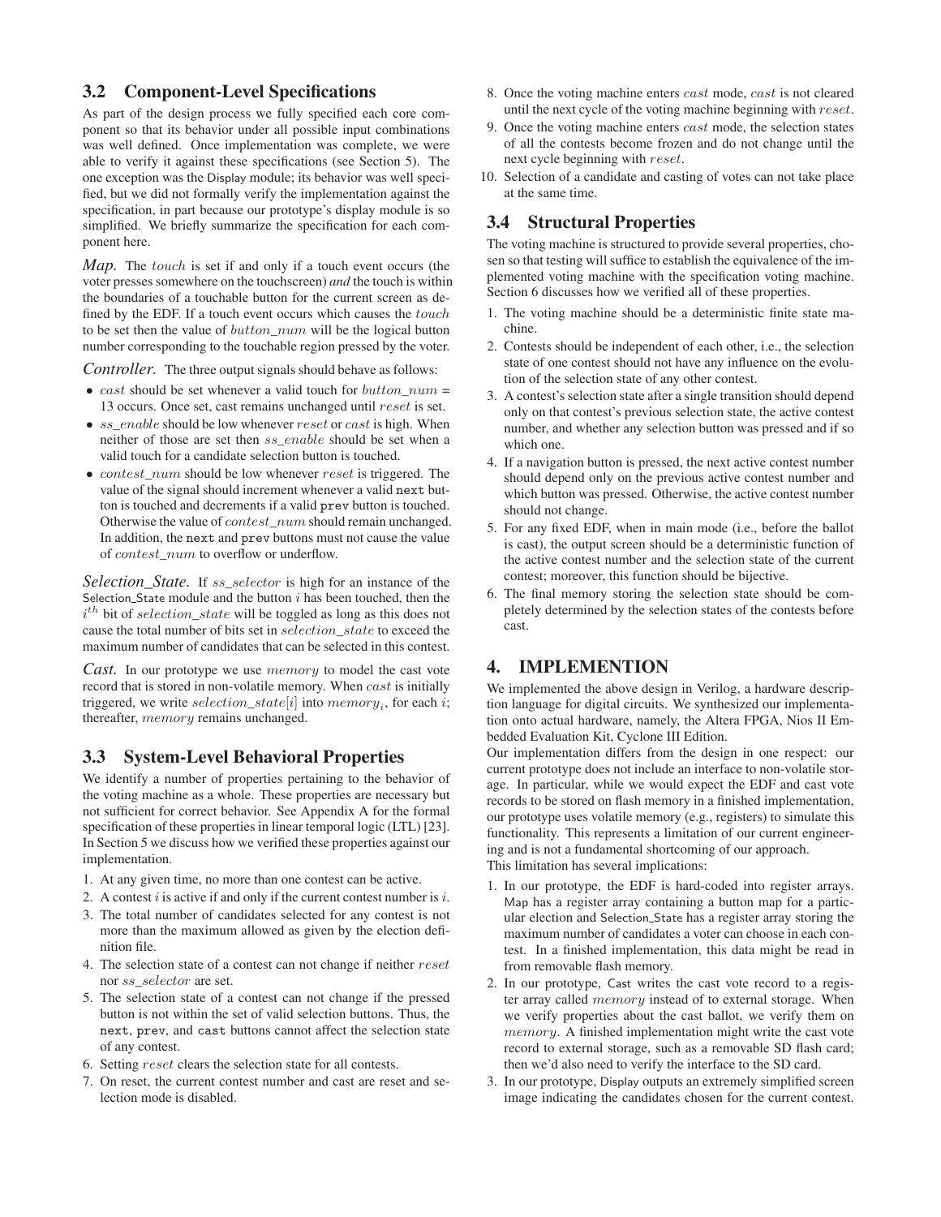### 3.2 Component-Level Specifications

As part of the design process we fully specified each core component so that its behavior under all possible input combinations was well defined. Once implementation was complete, we were able to verify it against these specifications (see Section 5). The one exception was the Display module; its behavior was well specified, but we did not formally verify the implementation against the specification, in part because our prototype's display module is so simplified. We briefly summarize the specification for each component here.

*Map.* The $touch$ is set if and only if a touch event occurs (the voter presses somewhere on the touchscreen) *and* the touch is within the boundaries of a touchable button for the current screen as defined by the EDF. If a touch event occurs which causes the $touch$ to be set then the value of $button\_num$ will be the logical button number corresponding to the touchable region pressed by the voter.

*Controller.* The three output signals should behave as follows:

- $cast$ should be set whenever a valid touch for $button\_num$ = 13 occurs. Once set, cast remains unchanged until $reset$ is set.
- $ss\_enable$ should be low whenever $reset$ or $cast$ is high. When neither of those are set then $ss\_enable$ should be set when a valid touch for a candidate selection button is touched.
- $contest\_num$ should be low whenever $reset$ is triggered. The value of the signal should increment whenever a valid next button is touched and decrements if a valid prev button is touched. Otherwise the value of $contest\_num$ should remain unchanged. In addition, the next and prev buttons must not cause the value of $contest\_num$ to overflow or underflow.

*Selection_State.* If $ss\_selector$ is high for an instance of the Selection_State module and the button $i$ has been touched, then the $i^{th}$ bit of $selection\_state$ will be toggled as long as this does not cause the total number of bits set in $selection\_state$ to exceed the maximum number of candidates that can be selected in this contest.

*Cast.* In our prototype we use $memory$ to model the cast vote record that is stored in non-volatile memory. When $cast$ is initially triggered, we write $selection\_state[i]$ into $memory_i$, for each $i$; thereafter, $memory$ remains unchanged.

### 3.3 System-Level Behavioral Properties

We identify a number of properties pertaining to the behavior of the voting machine as a whole. These properties are necessary but not sufficient for correct behavior. See Appendix A for the formal specification of these properties in linear temporal logic (LTL) [23]. In Section 5 we discuss how we verified these properties against our implementation.

1. At any given time, no more than one contest can be active.
2. A contest $i$ is active if and only if the current contest number is $i$.
3. The total number of candidates selected for any contest is not more than the maximum allowed as given by the election definition file.
4. The selection state of a contest can not change if neither $reset$ nor $ss\_selector$ are set.
5. The selection state of a contest can not change if the pressed button is not within the set of valid selection buttons. Thus, the next, prev, and cast buttons cannot affect the selection state of any contest.
6. Setting $reset$ clears the selection state for all contests.
7. On reset, the current contest number and cast are reset and selection mode is disabled.
8. Once the voting machine enters $cast$ mode, $cast$ is not cleared until the next cycle of the voting machine beginning with $reset$.
9. Once the voting machine enters $cast$ mode, the selection states of all the contests become frozen and do not change until the next cycle beginning with $reset$.
10. Selection of a candidate and casting of votes can not take place at the same time.

### 3.4 Structural Properties

The voting machine is structured to provide several properties, chosen so that testing will suffice to establish the equivalence of the implemented voting machine with the specification voting machine. Section 6 discusses how we verified all of these properties.

1. The voting machine should be a deterministic finite state machine.
2. Contests should be independent of each other, i.e., the selection state of one contest should not have any influence on the evolution of the selection state of any other contest.
3. A contest's selection state after a single transition should depend only on that contest's previous selection state, the active contest number, and whether any selection button was pressed and if so which one.
4. If a navigation button is pressed, the next active contest number should depend only on the previous active contest number and which button was pressed. Otherwise, the active contest number should not change.
5. For any fixed EDF, when in main mode (i.e., before the ballot is cast), the output screen should be a deterministic function of the active contest number and the selection state of the current contest; moreover, this function should be bijective.
6. The final memory storing the selection state should be completely determined by the selection states of the contests before cast.

## 4. IMPLEMENTION

We implemented the above design in Verilog, a hardware description language for digital circuits. We synthesized our implementation onto actual hardware, namely, the Altera FPGA, Nios II Embedded Evaluation Kit, Cyclone III Edition.

Our implementation differs from the design in one respect: our current prototype does not include an interface to non-volatile storage. In particular, while we would expect the EDF and cast vote records to be stored on flash memory in a finished implementation, our prototype uses volatile memory (e.g., registers) to simulate this functionality. This represents a limitation of our current engineering and is not a fundamental shortcoming of our approach.

This limitation has several implications:

1. In our prototype, the EDF is hard-coded into register arrays. Map has a register array containing a button map for a particular election and Selection_State has a register array storing the maximum number of candidates a voter can choose in each contest. In a finished implementation, this data might be read in from removable flash memory.
2. In our prototype, Cast writes the cast vote record to a register array called $memory$ instead of to external storage. When we verify properties about the cast ballot, we verify them on $memory$. A finished implementation might write the cast vote record to external storage, such as a removable SD flash card; then we'd also need to verify the interface to the SD card.
3. In our prototype, Display outputs an extremely simplified screen image indicating the candidates chosen for the current contest.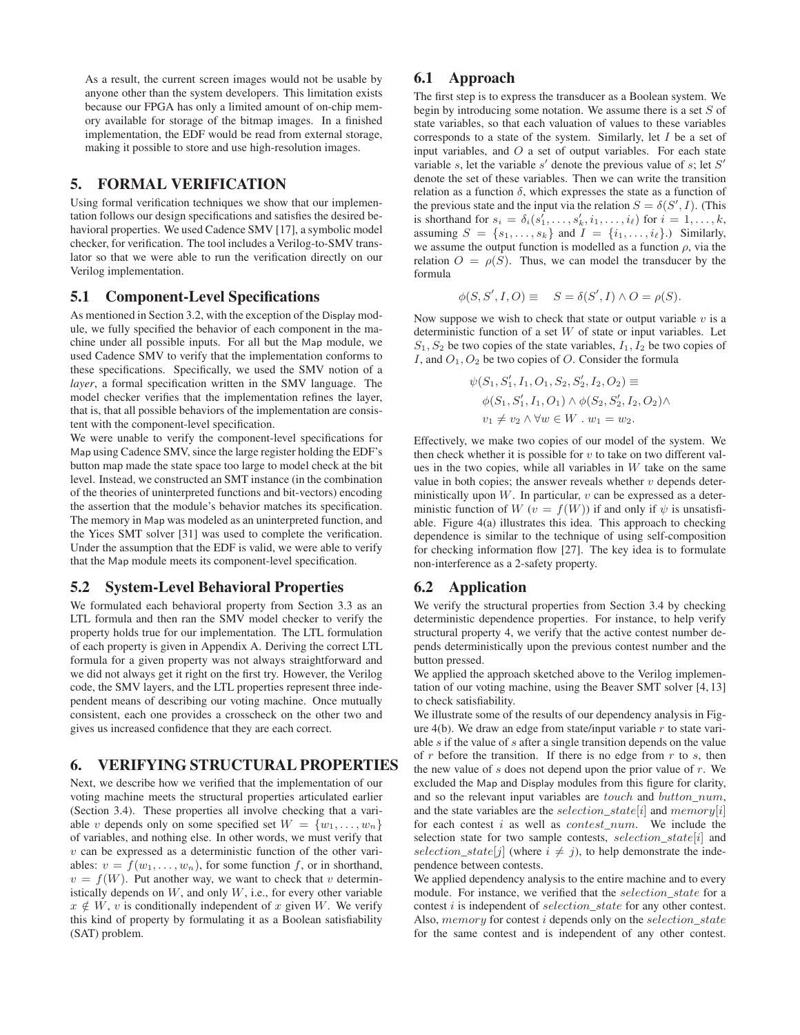As a result, the current screen images would not be usable by anyone other than the system developers. This limitation exists because our FPGA has only a limited amount of on-chip memory available for storage of the bitmap images. In a finished implementation, the EDF would be read from external storage, making it possible to store and use high-resolution images.

## 5. FORMAL VERIFICATION

Using formal verification techniques we show that our implementation follows our design specifications and satisfies the desired behavioral properties. We used Cadence SMV [17], a symbolic model checker, for verification. The tool includes a Verilog-to-SMV translator so that we were able to run the verification directly on our Verilog implementation.

### 5.1 Component-Level Specifications

As mentioned in Section 3.2, with the exception of the Display module, we fully specified the behavior of each component in the machine under all possible inputs. For all but the Map module, we used Cadence SMV to verify that the implementation conforms to these specifications. Specifically, we used the SMV notion of a *layer*, a formal specification written in the SMV language. The model checker verifies that the implementation refines the layer, that is, that all possible behaviors of the implementation are consistent with the component-level specification.

We were unable to verify the component-level specifications for Map using Cadence SMV, since the large register holding the EDF's button map made the state space too large to model check at the bit level. Instead, we constructed an SMT instance (in the combination of the theories of uninterpreted functions and bit-vectors) encoding the assertion that the module's behavior matches its specification. The memory in Map was modeled as an uninterpreted function, and the Yices SMT solver [31] was used to complete the verification. Under the assumption that the EDF is valid, we were able to verify that the Map module meets its component-level specification.

### 5.2 System-Level Behavioral Properties

We formulated each behavioral property from Section 3.3 as an LTL formula and then ran the SMV model checker to verify the property holds true for our implementation. The LTL formulation of each property is given in Appendix A. Deriving the correct LTL formula for a given property was not always straightforward and we did not always get it right on the first try. However, the Verilog code, the SMV layers, and the LTL properties represent three independent means of describing our voting machine. Once mutually consistent, each one provides a crosscheck on the other two and gives us increased confidence that they are each correct.

## 6. VERIFYING STRUCTURAL PROPERTIES

Next, we describe how we verified that the implementation of our voting machine meets the structural properties articulated earlier (Section 3.4). These properties all involve checking that a variable $v$ depends only on some specified set $W = \{w_1, \ldots, w_n\}$ of variables, and nothing else. In other words, we must verify that $v$ can be expressed as a deterministic function of the other variables: $v = f(w_1, \ldots, w_n)$, for some function $f$, or in shorthand, $v = f(W)$. Put another way, we want to check that $v$ deterministically depends on $W$, and only $W$, i.e., for every other variable $x \notin W$, $v$ is conditionally independent of $x$ given $W$. We verify this kind of property by formulating it as a Boolean satisfiability (SAT) problem.

### 6.1 Approach

The first step is to express the transducer as a Boolean system. We begin by introducing some notation. We assume there is a set $S$ of state variables, so that each valuation of values to these variables corresponds to a state of the system. Similarly, let $I$ be a set of input variables, and $O$ a set of output variables. For each state variable $s$, let the variable $s'$ denote the previous value of $s$; let $S'$ denote the set of these variables. Then we can write the transition relation as a function $\delta$, which expresses the state as a function of the previous state and the input via the relation $S = \delta(S', I)$. (This is shorthand for $s_i = \delta_i(s'_1, \ldots, s'_k, i_1, \ldots, i_\ell)$ for $i = 1, \ldots, k$, assuming $S = \{s_1, \ldots, s_k\}$ and $I = \{i_1, \ldots, i_\ell\}$.) Similarly, we assume the output function is modelled as a function $\rho$, via the relation $O = \rho(S)$. Thus, we can model the transducer by the formula

$$\phi(S, S', I, O) \equiv \quad S = \delta(S', I) \wedge O = \rho(S).$$

Now suppose we wish to check that state or output variable $v$ is a deterministic function of a set $W$ of state or input variables. Let $S_1, S_2$ be two copies of the state variables, $I_1, I_2$ be two copies of $I$, and $O_1, O_2$ be two copies of $O$. Consider the formula

$$\begin{aligned}
&\psi(S_1, S'_1, I_1, O_1, S_2, S'_2, I_2, O_2) \equiv \\
&\quad \phi(S_1, S'_1, I_1, O_1) \wedge \phi(S_2, S'_2, I_2, O_2) \wedge \\
&\quad v_1 \neq v_2 \wedge \forall w \in W \,.\, w_1 = w_2.
\end{aligned}$$

Effectively, we make two copies of our model of the system. We then check whether it is possible for $v$ to take on two different values in the two copies, while all variables in $W$ take on the same value in both copies; the answer reveals whether $v$ depends deterministically upon $W$. In particular, $v$ can be expressed as a deterministic function of $W$ ($v = f(W)$) if and only if $\psi$ is unsatisfiable. Figure 4(a) illustrates this idea. This approach to checking dependence is similar to the technique of using self-composition for checking information flow [27]. The key idea is to formulate non-interference as a 2-safety property.

### 6.2 Application

We verify the structural properties from Section 3.4 by checking deterministic dependence properties. For instance, to help verify structural property 4, we verify that the active contest number depends deterministically upon the previous contest number and the button pressed.

We applied the approach sketched above to the Verilog implementation of our voting machine, using the Beaver SMT solver [4, 13] to check satisfiability.

We illustrate some of the results of our dependency analysis in Figure 4(b). We draw an edge from state/input variable $r$ to state variable $s$ if the value of $s$ after a single transition depends on the value of $r$ before the transition. If there is no edge from $r$ to $s$, then the new value of $s$ does not depend upon the prior value of $r$. We excluded the Map and Display modules from this figure for clarity, and so the relevant input variables are $touch$ and $button\_num$, and the state variables are the $selection\_state[i]$ and $memory[i]$ for each contest $i$ as well as $contest\_num$. We include the selection state for two sample contests, $selection\_state[i]$ and $selection\_state[j]$ (where $i \neq j$), to help demonstrate the independence between contests.

We applied dependency analysis to the entire machine and to every module. For instance, we verified that the $selection\_state$ for a contest $i$ is independent of $selection\_state$ for any other contest. Also, $memory$ for contest $i$ depends only on the $selection\_state$ for the same contest and is independent of any other contest.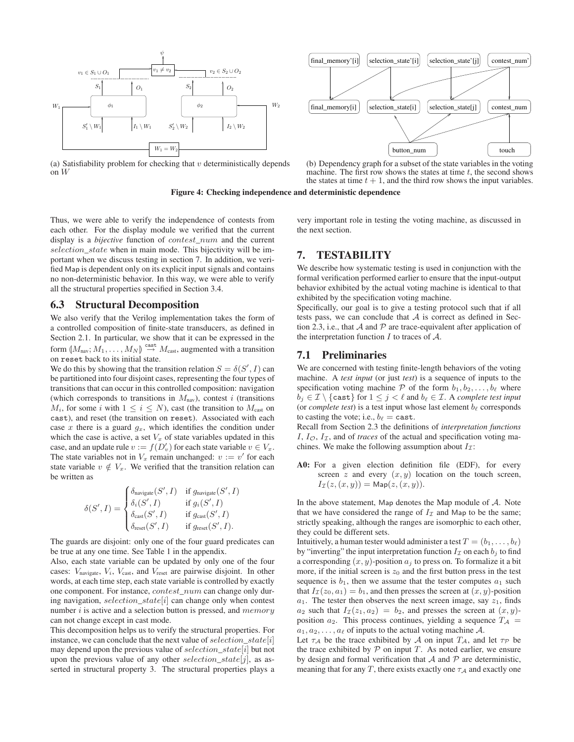(a) Satisfiability problem for checking that $v$ deterministically depends on $W$

(b) Dependency graph for a subset of the state variables in the voting machine. The first row shows the states at time $t$, the second shows the states at time $t+1$, and the third row shows the input variables.

**Figure 4: Checking independence and deterministic dependence**

Thus, we were able to verify the independence of contests from each other. For the display module we verified that the current display is a *bijective* function of $contest\_num$ and the current $selection\_state$ when in main mode. This bijectivity will be important when we discuss testing in section 7. In addition, we verified Map is dependent only on its explicit input signals and contains no non-deterministic behavior. In this way, we were able to verify all the structural properties specified in Section 3.4.

## 6.3 Structural Decomposition

We also verify that the Verilog implementation takes the form of a controlled composition of finite-state transducers, as defined in Section 2.1. In particular, we show that it can be expressed in the form $(\!|M_{\text{nav}}; M_1, \ldots, M_N|\!) \overset{\texttt{cast}}{\to} M_{\text{cast}}$, augmented with a transition on `reset` back to its initial state.

We do this by showing that the transition relation $S = \delta(S', I)$ can be partitioned into four disjoint cases, representing the four types of transitions that can occur in this controlled composition: navigation (which corresponds to transitions in $M_{\text{nav}}$), contest $i$ (transitions $M_i$, for some $i$ with $1 \leq i \leq N$), cast (the transition to $M_{\text{cast}}$ on `cast`), and reset (the transition on `reset`). Associated with each case $x$ there is a guard $g_x$, which identifies the condition under which the case is active, a set $V_x$ of state variables updated in this case, and an update rule $v := f(D'_v)$ for each state variable $v \in V_x$. The state variables not in $V_x$ remain unchanged: $v := v'$ for each state variable $v \notin V_x$. We verified that the transition relation can be written as

$$\delta(S', I) = \begin{cases} \delta_{\text{navigate}}(S', I) & \text{if } g_{\text{navigate}}(S', I) \\ \delta_i(S', I) & \text{if } g_i(S', I) \\ \delta_{\text{cast}}(S', I) & \text{if } g_{\text{cast}}(S', I) \\ \delta_{\text{reset}}(S', I) & \text{if } g_{\text{reset}}(S', I). \end{cases}$$

The guards are disjoint: only one of the four guard predicates can be true at any one time. See Table 1 in the appendix.

Also, each state variable can be updated by only one of the four cases: $V_{\text{navigate}}$, $V_i$, $V_{\text{cast}}$, and $V_{\text{reset}}$ are pairwise disjoint. In other words, at each time step, each state variable is controlled by exactly one component. For instance, $contest\_num$ can change only during navigation, $selection\_state[i]$ can change only when contest number $i$ is active and a selection button is pressed, and $memory$ can not change except in cast mode.

This decomposition helps us to verify the structural properties. For instance, we can conclude that the next value of $selection\_state[i]$ may depend upon the previous value of $selection\_state[i]$ but not upon the previous value of any other $selection\_state[j]$, as asserted in structural property 3. The structural properties plays a very important role in testing the voting machine, as discussed in the next section.

# 7. TESTABILITY

We describe how systematic testing is used in conjunction with the formal verification performed earlier to ensure that the input-output behavior exhibited by the actual voting machine is identical to that exhibited by the specification voting machine.

Specifically, our goal is to give a testing protocol such that if all tests pass, we can conclude that $\mathcal{A}$ is correct as defined in Section 2.3, i.e., that $\mathcal{A}$ and $\mathcal{P}$ are trace-equivalent after application of the interpretation function $I$ to traces of $\mathcal{A}$.

## 7.1 Preliminaries

We are concerned with testing finite-length behaviors of the voting machine. A *test input* (or just *test*) is a sequence of inputs to the specification voting machine $\mathcal{P}$ of the form $b_1, b_2, \ldots, b_\ell$ where $b_j \in \mathcal{I} \setminus \{\texttt{cast}\}$ for $1 \leq j < \ell$ and $b_\ell \in \mathcal{I}$. A *complete test input* (or *complete test*) is a test input whose last element $b_\ell$ corresponds to casting the vote; i.e., $b_\ell = \texttt{cast}$.

Recall from Section 2.3 the definitions of *interpretation functions* $I$, $I_{\mathcal{O}}$, $I_{\mathcal{I}}$, and of *traces* of the actual and specification voting machines. We make the following assumption about $I_{\mathcal{I}}$:

**A0:** For a given election definition file (EDF), for every screen $z$ and every $(x, y)$ location on the touch screen, $I_{\mathcal{I}}(z, (x, y)) = \mathsf{Map}(z, (x, y))$.

In the above statement, Map denotes the Map module of $\mathcal{A}$. Note that we have considered the range of $I_{\mathcal{I}}$ and Map to be the same; strictly speaking, although the ranges are isomorphic to each other, they could be different sets.

Intuitively, a human tester would administer a test $T = (b_1, \ldots, b_\ell)$ by "inverting" the input interpretation function $I_{\mathcal{I}}$ on each $b_j$ to find a corresponding $(x, y)$-position $a_j$ to press on. To formalize it a bit more, if the initial screen is $z_0$ and the first button press in the test sequence is $b_1$, then we assume that the tester computes $a_1$ such that $I_{\mathcal{I}}(z_0, a_1) = b_1$, and then presses the screen at $(x, y)$-position $a_1$. The tester then observes the next screen image, say $z_1$, finds $a_2$ such that $I_{\mathcal{I}}(z_1, a_2) = b_2$, and presses the screen at $(x, y)$-position $a_2$. This process continues, yielding a sequence $T_{\mathcal{A}} = a_1, a_2, \ldots, a_\ell$ of inputs to the actual voting machine $\mathcal{A}$.

Let $\tau_{\mathcal{A}}$ be the trace exhibited by $\mathcal{A}$ on input $T_{\mathcal{A}}$, and let $\tau_{\mathcal{P}}$ be the trace exhibited by $\mathcal{P}$ on input $T$. As noted earlier, we ensure by design and formal verification that $\mathcal{A}$ and $\mathcal{P}$ are deterministic, meaning that for any $T$, there exists exactly one $\tau_{\mathcal{A}}$ and exactly one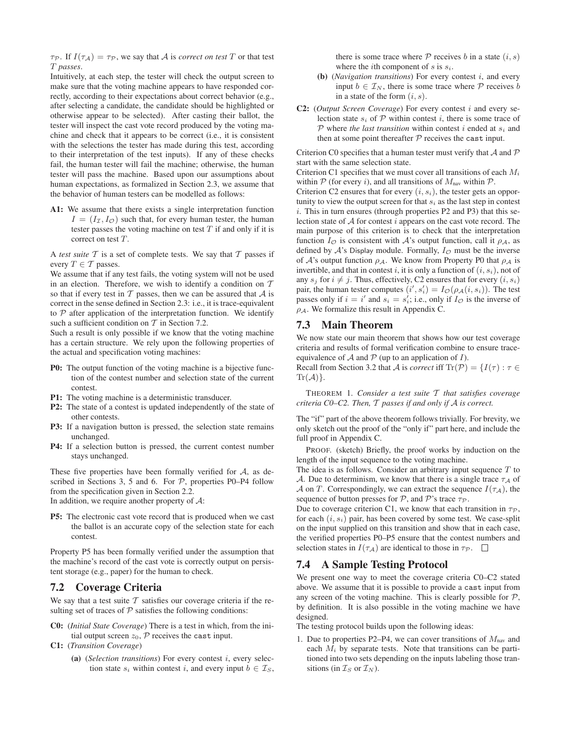$\tau_\mathcal{P}$. If $I(\tau_\mathcal{A}) = \tau_\mathcal{P}$, we say that $\mathcal{A}$ is *correct on test* $T$ or that test $T$ *passes*.

Intuitively, at each step, the tester will check the output screen to make sure that the voting machine appears to have responded correctly, according to their expectations about correct behavior (e.g., after selecting a candidate, the candidate should be highlighted or otherwise appear to be selected). After casting their ballot, the tester will inspect the cast vote record produced by the voting machine and check that it appears to be correct (i.e., it is consistent with the selections the tester has made during this test, according to their interpretation of the test inputs). If any of these checks fail, the human tester will fail the machine; otherwise, the human tester will pass the machine. Based upon our assumptions about human expectations, as formalized in Section 2.3, we assume that the behavior of human testers can be modelled as follows:

**A1:** We assume that there exists a single interpretation function $I = (I_\mathcal{I}, I_\mathcal{O})$ such that, for every human tester, the human tester passes the voting machine on test $T$ if and only if it is correct on test $T$.

A *test suite* $\mathcal{T}$ is a set of complete tests. We say that $\mathcal{T}$ passes if every $T \in \mathcal{T}$ passes.

We assume that if any test fails, the voting system will not be used in an election. Therefore, we wish to identify a condition on $\mathcal{T}$ so that if every test in $\mathcal{T}$ passes, then we can be assured that $\mathcal{A}$ is correct in the sense defined in Section 2.3: i.e., it is trace-equivalent to $\mathcal{P}$ after application of the interpretation function. We identify such a sufficient condition on $\mathcal{T}$ in Section 7.2.

Such a result is only possible if we know that the voting machine has a certain structure. We rely upon the following properties of the actual and specification voting machines:

**P0:** The output function of the voting machine is a bijective function of the contest number and selection state of the current contest.

**P1:** The voting machine is a deterministic transducer.

**P2:** The state of a contest is updated independently of the state of other contests.

**P3:** If a navigation button is pressed, the selection state remains unchanged.

**P4:** If a selection button is pressed, the current contest number stays unchanged.

These five properties have been formally verified for $\mathcal{A}$, as described in Sections 3, 5 and 6. For $\mathcal{P}$, properties P0–P4 follow from the specification given in Section 2.2.

In addition, we require another property of $\mathcal{A}$:

**P5:** The electronic cast vote record that is produced when we cast the ballot is an accurate copy of the selection state for each contest.

Property P5 has been formally verified under the assumption that the machine's record of the cast vote is correctly output on persistent storage (e.g., paper) for the human to check.

## 7.2 Coverage Criteria

We say that a test suite $\mathcal{T}$ satisfies our coverage criteria if the resulting set of traces of $\mathcal{P}$ satisfies the following conditions:

**C0:** (*Initial State Coverage*) There is a test in which, from the initial output screen $z_0$, $\mathcal{P}$ receives the cast input.

**C1:** (*Transition Coverage*)

- **(a)** (*Selection transitions*) For every contest $i$, every selection state $s_i$ within contest $i$, and every input $b \in \mathcal{I}_S$, there is some trace where $\mathcal{P}$ receives $b$ in a state $(i, s)$ where the $i$th component of $s$ is $s_i$.
- **(b)** (*Navigation transitions*) For every contest $i$, and every input $b \in \mathcal{I}_N$, there is some trace where $\mathcal{P}$ receives $b$ in a state of the form $(i, s)$.

**C2:** (*Output Screen Coverage*) For every contest $i$ and every selection state $s_i$ of $\mathcal{P}$ within contest $i$, there is some trace of $\mathcal{P}$ where *the last transition* within contest $i$ ended at $s_i$ and then at some point thereafter $\mathcal{P}$ receives the cast input.

Criterion C0 specifies that a human tester must verify that $\mathcal{A}$ and $\mathcal{P}$ start with the same selection state.

Criterion C1 specifies that we must cover all transitions of each $M_i$ within $\mathcal{P}$ (for every $i$), and all transitions of $M_{\text{nav}}$ within $\mathcal{P}$.

Criterion C2 ensures that for every $(i, s_i)$, the tester gets an opportunity to view the output screen for that $s_i$ as the last step in contest $i$. This in turn ensures (through properties P2 and P3) that this selection state of $\mathcal{A}$ for contest $i$ appears on the cast vote record. The main purpose of this criterion is to check that the interpretation function $I_\mathcal{O}$ is consistent with $\mathcal{A}$'s output function, call it $\rho_\mathcal{A}$, as defined by $\mathcal{A}$'s Display module. Formally, $I_\mathcal{O}$ must be the inverse of $\mathcal{A}$'s output function $\rho_\mathcal{A}$. We know from Property P0 that $\rho_\mathcal{A}$ is invertible, and that in contest $i$, it is only a function of $(i, s_i)$, not of any $s_j$ for $i \neq j$. Thus, effectively, C2 ensures that for every $(i, s_i)$ pair, the human tester computes $(i', s_i') = I_\mathcal{O}(\rho_\mathcal{A}(i, s_i))$. The test passes only if $i = i'$ and $s_i = s_i'$; i.e., only if $I_\mathcal{O}$ is the inverse of $\rho_\mathcal{A}$. We formalize this result in Appendix C.

## 7.3 Main Theorem

We now state our main theorem that shows how our test coverage criteria and results of formal verification combine to ensure trace-equivalence of $\mathcal{A}$ and $\mathcal{P}$ (up to an application of $I$).

Recall from Section 3.2 that $\mathcal{A}$ is *correct* iff $\text{Tr}(\mathcal{P}) = \{I(\tau) : \tau \in \text{Tr}(\mathcal{A})\}$.

THEOREM 1. *Consider a test suite $\mathcal{T}$ that satisfies coverage criteria C0–C2. Then, $\mathcal{T}$ passes if and only if $\mathcal{A}$ is correct.*

The "if" part of the above theorem follows trivially. For brevity, we only sketch out the proof of the "only if" part here, and include the full proof in Appendix C.

PROOF. (sketch) Briefly, the proof works by induction on the length of the input sequence to the voting machine.

The idea is as follows. Consider an arbitrary input sequence $T$ to $\mathcal{A}$. Due to determinism, we know that there is a single trace $\tau_\mathcal{A}$ of $\mathcal{A}$ on $T$. Correspondingly, we can extract the sequence $I(\tau_\mathcal{A})$, the sequence of button presses for $\mathcal{P}$, and $\mathcal{P}$'s trace $\tau_\mathcal{P}$.

Due to coverage criterion C1, we know that each transition in $\tau_\mathcal{P}$, for each $(i, s_i)$ pair, has been covered by some test. We case-split on the input supplied on this transition and show that in each case, the verified properties P0–P5 ensure that the contest numbers and selection states in $I(\tau_\mathcal{A})$ are identical to those in $\tau_\mathcal{P}$. □

## 7.4 A Sample Testing Protocol

We present one way to meet the coverage criteria C0–C2 stated above. We assume that it is possible to provide a cast input from any screen of the voting machine. This is clearly possible for $\mathcal{P}$, by definition. It is also possible in the voting machine we have designed.

The testing protocol builds upon the following ideas:

1. Due to properties P2–P4, we can cover transitions of $M_{\text{nav}}$ and each $M_i$ by separate tests. Note that transitions can be partitioned into two sets depending on the inputs labeling those transitions (in $\mathcal{I}_S$ or $\mathcal{I}_N$).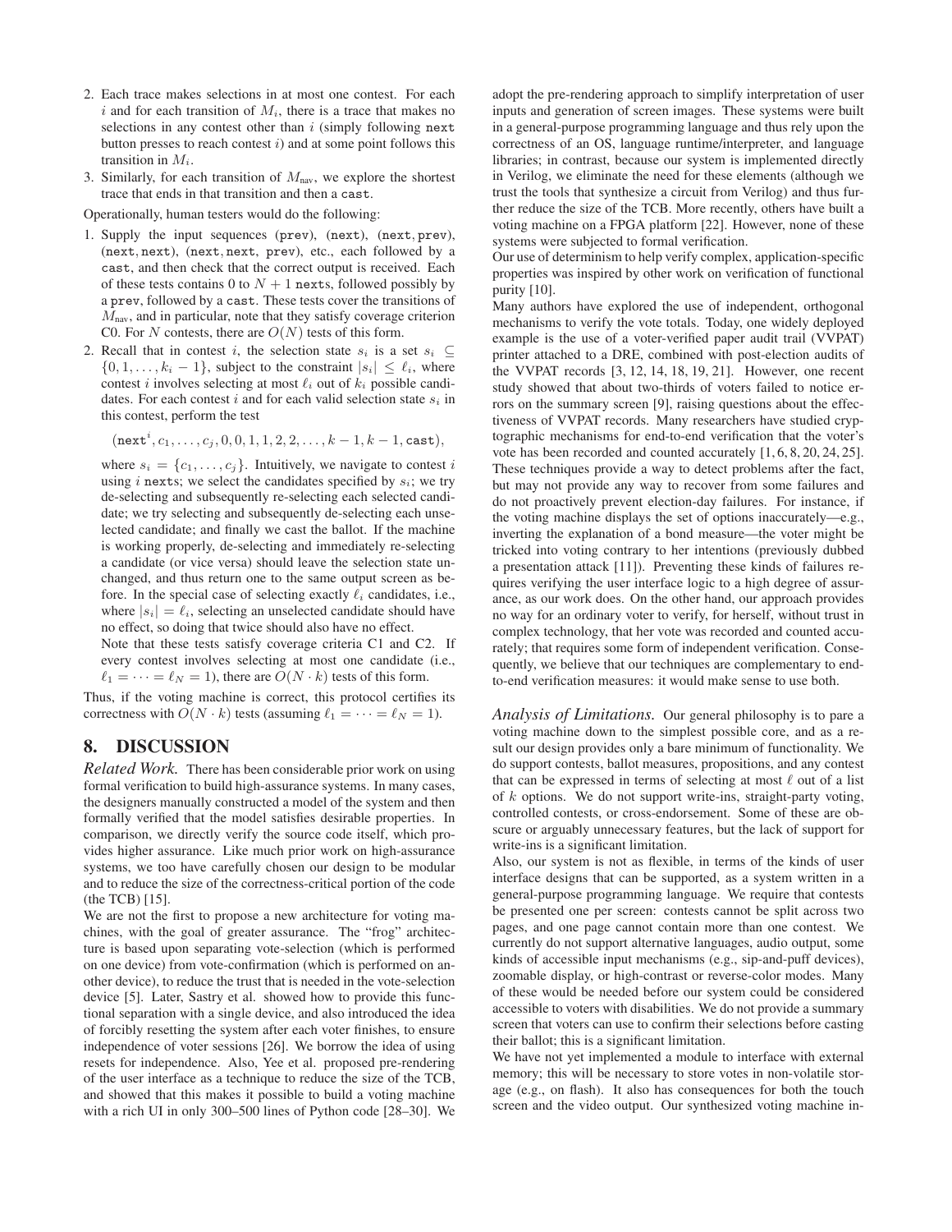2. Each trace makes selections in at most one contest. For each $i$ and for each transition of $M_i$, there is a trace that makes no selections in any contest other than $i$ (simply following `next` button presses to reach contest $i$) and at some point follows this transition in $M_i$.
3. Similarly, for each transition of $M_{\text{nav}}$, we explore the shortest trace that ends in that transition and then a `cast`.

Operationally, human testers would do the following:

1. Supply the input sequences (`prev`), (`next`), (`next`, `prev`), (`next`, `next`), (`next`, `next`, `prev`), etc., each followed by a `cast`, and then check that the correct output is received. Each of these tests contains 0 to $N+1$ `next`s, followed possibly by a `prev`, followed by a `cast`. These tests cover the transitions of $M_{\text{nav}}$, and in particular, note that they satisfy coverage criterion C0. For $N$ contests, there are $O(N)$ tests of this form.
2. Recall that in contest $i$, the selection state $s_i$ is a set $s_i \subseteq \{0, 1, \ldots, k_i - 1\}$, subject to the constraint $|s_i| \leq \ell_i$, where contest $i$ involves selecting at most $\ell_i$ out of $k_i$ possible candidates. For each contest $i$ and for each valid selection state $s_i$ in this contest, perform the test

   $$(\texttt{next}^i, c_1, \ldots, c_j, 0, 0, 1, 1, 2, 2, \ldots, k-1, k-1, \texttt{cast}),$$

   where $s_i = \{c_1, \ldots, c_j\}$. Intuitively, we navigate to contest $i$ using $i$ `next`s; we select the candidates specified by $s_i$; we try de-selecting and subsequently re-selecting each selected candidate; we try selecting and subsequently de-selecting each unselected candidate; and finally we cast the ballot. If the machine is working properly, de-selecting and immediately re-selecting a candidate (or vice versa) should leave the selection state unchanged, and thus return one to the same output screen as before. In the special case of selecting exactly $\ell_i$ candidates, i.e., where $|s_i| = \ell_i$, selecting an unselected candidate should have no effect, so doing that twice should also have no effect.

   Note that these tests satisfy coverage criteria C1 and C2. If every contest involves selecting at most one candidate (i.e., $\ell_1 = \cdots = \ell_N = 1$), there are $O(N \cdot k)$ tests of this form.

Thus, if the voting machine is correct, this protocol certifies its correctness with $O(N \cdot k)$ tests (assuming $\ell_1 = \cdots = \ell_N = 1$).

## 8. DISCUSSION

*Related Work.* There has been considerable prior work on using formal verification to build high-assurance systems. In many cases, the designers manually constructed a model of the system and then formally verified that the model satisfies desirable properties. In comparison, we directly verify the source code itself, which provides higher assurance. Like much prior work on high-assurance systems, we too have carefully chosen our design to be modular and to reduce the size of the correctness-critical portion of the code (the TCB) [15].

We are not the first to propose a new architecture for voting machines, with the goal of greater assurance. The "frog" architecture is based upon separating vote-selection (which is performed on one device) from vote-confirmation (which is performed on another device), to reduce the trust that is needed in the vote-selection device [5]. Later, Sastry et al. showed how to provide this functional separation with a single device, and also introduced the idea of forcibly resetting the system after each voter finishes, to ensure independence of voter sessions [26]. We borrow the idea of using resets for independence. Also, Yee et al. proposed pre-rendering of the user interface as a technique to reduce the size of the TCB, and showed that this makes it possible to build a voting machine with a rich UI in only 300–500 lines of Python code [28–30]. We adopt the pre-rendering approach to simplify interpretation of user inputs and generation of screen images. These systems were built in a general-purpose programming language and thus rely upon the correctness of an OS, language runtime/interpreter, and language libraries; in contrast, because our system is implemented directly in Verilog, we eliminate the need for these elements (although we trust the tools that synthesize a circuit from Verilog) and thus further reduce the size of the TCB. More recently, others have built a voting machine on a FPGA platform [22]. However, none of these systems were subjected to formal verification.

Our use of determinism to help verify complex, application-specific properties was inspired by other work on verification of functional purity [10].

Many authors have explored the use of independent, orthogonal mechanisms to verify the vote totals. Today, one widely deployed example is the use of a voter-verified paper audit trail (VVPAT) printer attached to a DRE, combined with post-election audits of the VVPAT records [3, 12, 14, 18, 19, 21]. However, one recent study showed that about two-thirds of voters failed to notice errors on the summary screen [9], raising questions about the effectiveness of VVPAT records. Many researchers have studied cryptographic mechanisms for end-to-end verification that the voter's vote has been recorded and counted accurately [1, 6, 8, 20, 24, 25]. These techniques provide a way to detect problems after the fact, but may not provide any way to recover from some failures and do not proactively prevent election-day failures. For instance, if the voting machine displays the set of options inaccurately—e.g., inverting the explanation of a bond measure—the voter might be tricked into voting contrary to her intentions (previously dubbed a presentation attack [11]). Preventing these kinds of failures requires verifying the user interface logic to a high degree of assurance, as our work does. On the other hand, our approach provides no way for an ordinary voter to verify, for herself, without trust in complex technology, that her vote was recorded and counted accurately; that requires some form of independent verification. Consequently, we believe that our techniques are complementary to end-to-end verification measures: it would make sense to use both.

*Analysis of Limitations.* Our general philosophy is to pare a voting machine down to the simplest possible core, and as a result our design provides only a bare minimum of functionality. We do support contests, ballot measures, propositions, and any contest that can be expressed in terms of selecting at most $\ell$ out of a list of $k$ options. We do not support write-ins, straight-party voting, controlled contests, or cross-endorsement. Some of these are obscure or arguably unnecessary features, but the lack of support for write-ins is a significant limitation.

Also, our system is not as flexible, in terms of the kinds of user interface designs that can be supported, as a system written in a general-purpose programming language. We require that contests be presented one per screen: contests cannot be split across two pages, and one page cannot contain more than one contest. We currently do not support alternative languages, audio output, some kinds of accessible input mechanisms (e.g., sip-and-puff devices), zoomable display, or high-contrast or reverse-color modes. Many of these would be needed before our system could be considered accessible to voters with disabilities. We do not provide a summary screen that voters can use to confirm their selections before casting their ballot; this is a significant limitation.

We have not yet implemented a module to interface with external memory; this will be necessary to store votes in non-volatile storage (e.g., on flash). It also has consequences for both the touch screen and the video output. Our synthesized voting machine in-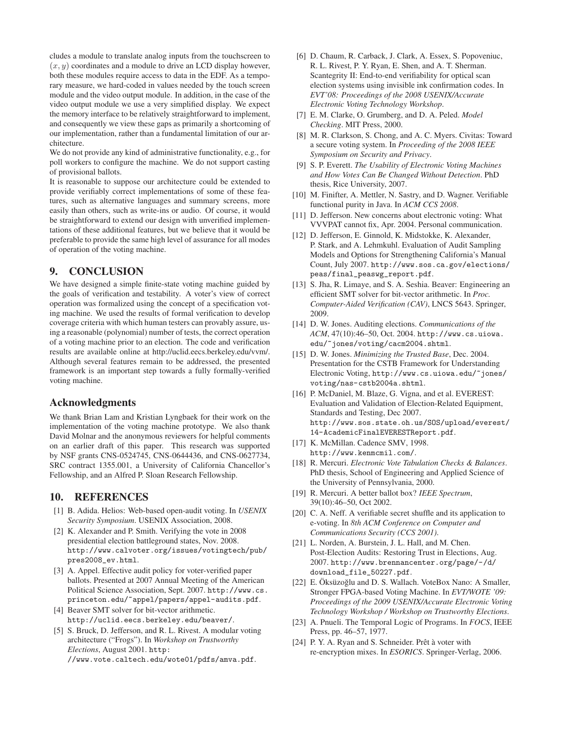cludes a module to translate analog inputs from the touchscreen to $(x, y)$ coordinates and a module to drive an LCD display however, both these modules require access to data in the EDF. As a temporary measure, we hard-coded in values needed by the touch screen module and the video output module. In addition, in the case of the video output module we use a very simplified display. We expect the memory interface to be relatively straightforward to implement, and consequently we view these gaps as primarily a shortcoming of our implementation, rather than a fundamental limitation of our architecture.

We do not provide any kind of administrative functionality, e.g., for poll workers to configure the machine. We do not support casting of provisional ballots.

It is reasonable to suppose our architecture could be extended to provide verifiably correct implementations of some of these features, such as alternative languages and summary screens, more easily than others, such as write-ins or audio. Of course, it would be straightforward to extend our design with unverified implementations of these additional features, but we believe that it would be preferable to provide the same high level of assurance for all modes of operation of the voting machine.

## 9. CONCLUSION

We have designed a simple finite-state voting machine guided by the goals of verification and testability. A voter's view of correct operation was formalized using the concept of a specification voting machine. We used the results of formal verification to develop coverage criteria with which human testers can provably assure, using a reasonable (polynomial) number of tests, the correct operation of a voting machine prior to an election. The code and verification results are available online at http://uclid.eecs.berkeley.edu/vvm/. Although several features remain to be addressed, the presented framework is an important step towards a fully formally-verified voting machine.

## Acknowledgments

We thank Brian Lam and Kristian Lyngbaek for their work on the implementation of the voting machine prototype. We also thank David Molnar and the anonymous reviewers for helpful comments on an earlier draft of this paper. This research was supported by NSF grants CNS-0524745, CNS-0644436, and CNS-0627734, SRC contract 1355.001, a University of California Chancellor's Fellowship, and an Alfred P. Sloan Research Fellowship.

## 10. REFERENCES

[1] B. Adida. Helios: Web-based open-audit voting. In *USENIX Security Symposium*. USENIX Association, 2008.

[2] K. Alexander and P. Smith. Verifying the vote in 2008 presidential election battleground states, Nov. 2008. http://www.calvoter.org/issues/votingtech/pub/pres2008_ev.html.

[3] A. Appel. Effective audit policy for voter-verified paper ballots. Presented at 2007 Annual Meeting of the American Political Science Association, Sept. 2007. http://www.cs.princeton.edu/~appel/papers/appel-audits.pdf.

[4] Beaver SMT solver for bit-vector arithmetic. http://uclid.eecs.berkeley.edu/beaver/.

[5] S. Bruck, D. Jefferson, and R. L. Rivest. A modular voting architecture ("Frogs"). In *Workshop on Trustworthy Elections*, August 2001. http://www.vote.caltech.edu/wote01/pdfs/amva.pdf.

[6] D. Chaum, R. Carback, J. Clark, A. Essex, S. Popoveniuc, R. L. Rivest, P. Y. Ryan, E. Shen, and A. T. Sherman. Scantegrity II: End-to-end verifiability for optical scan election systems using invisible ink confirmation codes. In *EVT'08: Proceedings of the 2008 USENIX/Accurate Electronic Voting Technology Workshop*.

[7] E. M. Clarke, O. Grumberg, and D. A. Peled. *Model Checking*. MIT Press, 2000.

[8] M. R. Clarkson, S. Chong, and A. C. Myers. Civitas: Toward a secure voting system. In *Proceeding of the 2008 IEEE Symposium on Security and Privacy*.

[9] S. P. Everett. *The Usability of Electronic Voting Machines and How Votes Can Be Changed Without Detection*. PhD thesis, Rice University, 2007.

[10] M. Finifter, A. Mettler, N. Sastry, and D. Wagner. Verifiable functional purity in Java. In *ACM CCS 2008*.

[11] D. Jefferson. New concerns about electronic voting: What VVVPAT cannot fix, Apr. 2004. Personal communication.

[12] D. Jefferson, E. Ginnold, K. Midstokke, K. Alexander, P. Stark, and A. Lehmkuhl. Evaluation of Audit Sampling Models and Options for Strengthening California's Manual Count, July 2007. http://www.sos.ca.gov/elections/peas/final_peaswg_report.pdf.

[13] S. Jha, R. Limaye, and S. A. Seshia. Beaver: Engineering an efficient SMT solver for bit-vector arithmetic. In *Proc. Computer-Aided Verification (CAV)*, LNCS 5643. Springer, 2009.

[14] D. W. Jones. Auditing elections. *Communications of the ACM*, 47(10):46–50, Oct. 2004. http://www.cs.uiowa.edu/~jones/voting/cacm2004.shtml.

[15] D. W. Jones. *Minimizing the Trusted Base*, Dec. 2004. Presentation for the CSTB Framework for Understanding Electronic Voting, http://www.cs.uiowa.edu/~jones/voting/nas-cstb2004a.shtml.

[16] P. McDaniel, M. Blaze, G. Vigna, and et al. EVEREST: Evaluation and Validation of Election-Related Equipment, Standards and Testing, Dec 2007. http://www.sos.state.oh.us/SOS/upload/everest/14-AcademicFinalEVERESTReport.pdf.

[17] K. McMillan. Cadence SMV, 1998. http://www.kenmcmil.com/.

[18] R. Mercuri. *Electronic Vote Tabulation Checks & Balances*. PhD thesis, School of Engineering and Applied Science of the University of Pennsylvania, 2000.

[19] R. Mercuri. A better ballot box? *IEEE Spectrum*, 39(10):46–50, Oct 2002.

[20] C. A. Neff. A verifiable secret shuffle and its application to e-voting. In *8th ACM Conference on Computer and Communications Security (CCS 2001)*.

[21] L. Norden, A. Burstein, J. L. Hall, and M. Chen. Post-Election Audits: Restoring Trust in Elections, Aug. 2007. http://www.brennancenter.org/page/-/d/download_file_50227.pdf.

[22] E. Öksüzoğlu and D. S. Wallach. VoteBox Nano: A Smaller, Stronger FPGA-based Voting Machine. In *EVT/WOTE '09: Proceedings of the 2009 USENIX/Accurate Electronic Voting Technology Workshop / Workshop on Trustworthy Elections*.

[23] A. Pnueli. The Temporal Logic of Programs. In *FOCS*, IEEE Press, pp. 46–57, 1977.

[24] P. Y. A. Ryan and S. Schneider. Prêt à voter with re-encryption mixes. In *ESORICS*. Springer-Verlag, 2006.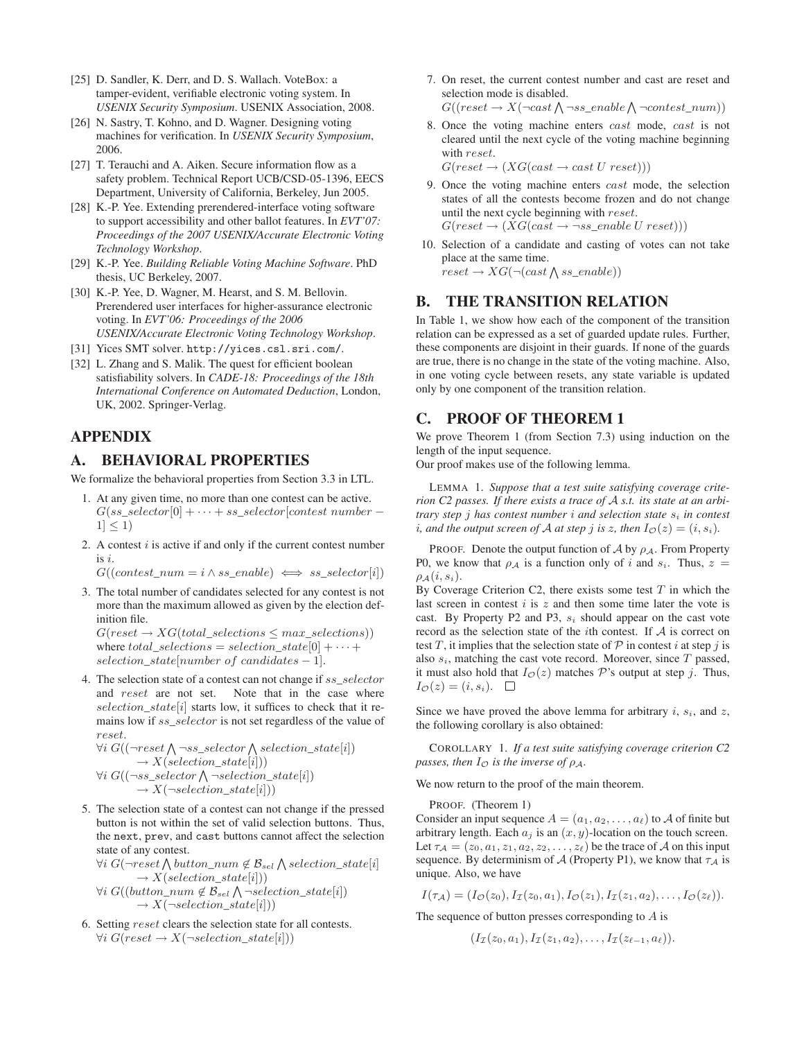[25] D. Sandler, K. Derr, and D. S. Wallach. VoteBox: a tamper-evident, verifiable electronic voting system. In *USENIX Security Symposium*. USENIX Association, 2008.

[26] N. Sastry, T. Kohno, and D. Wagner. Designing voting machines for verification. In *USENIX Security Symposium*, 2006.

[27] T. Terauchi and A. Aiken. Secure information flow as a safety problem. Technical Report UCB/CSD-05-1396, EECS Department, University of California, Berkeley, Jun 2005.

[28] K.-P. Yee. Extending prerendered-interface voting software to support accessibility and other ballot features. In *EVT'07: Proceedings of the 2007 USENIX/Accurate Electronic Voting Technology Workshop*.

[29] K.-P. Yee. *Building Reliable Voting Machine Software*. PhD thesis, UC Berkeley, 2007.

[30] K.-P. Yee, D. Wagner, M. Hearst, and S. M. Bellovin. Prerendered user interfaces for higher-assurance electronic voting. In *EVT'06: Proceedings of the 2006 USENIX/Accurate Electronic Voting Technology Workshop*.

[31] Yices SMT solver. http://yices.csl.sri.com/.

[32] L. Zhang and S. Malik. The quest for efficient boolean satisfiability solvers. In *CADE-18: Proceedings of the 18th International Conference on Automated Deduction*, London, UK, 2002. Springer-Verlag.

# APPENDIX

## A. BEHAVIORAL PROPERTIES

We formalize the behavioral properties from Section 3.3 in LTL.

1. At any given time, no more than one contest can be active.
   $G(ss\_selector[0] + \cdots + ss\_selector[contest\ number - 1] \leq 1)$

2. A contest $i$ is active if and only if the current contest number is $i$.
   $G((contest\_num = i \wedge ss\_enable) \iff ss\_selector[i])$

3. The total number of candidates selected for any contest is not more than the maximum allowed as given by the election definition file.
   $G(reset \rightarrow XG(total\_selections \leq max\_selections))$
   where $total\_selections = selection\_state[0] + \cdots + selection\_state[number\ of\ candidates - 1]$.

4. The selection state of a contest can not change if $ss\_selector$ and $reset$ are not set. Note that in the case where $selection\_state[i]$ starts low, it suffices to check that it remains low if $ss\_selector$ is not set regardless of the value of $reset$.
   $\forall i\ G((\neg reset \bigwedge \neg ss\_selector \bigwedge selection\_state[i]) \rightarrow X(selection\_state[i]))$
   $\forall i\ G((\neg ss\_selector \bigwedge \neg selection\_state[i]) \rightarrow X(\neg selection\_state[i]))$

5. The selection state of a contest can not change if the pressed button is not within the set of valid selection buttons. Thus, the next, prev, and cast buttons cannot affect the selection state of any contest.
   $\forall i\ G(\neg reset \bigwedge button\_num \notin \mathcal{B}_{sel} \bigwedge selection\_state[i] \rightarrow X(selection\_state[i]))$
   $\forall i\ G((button\_num \notin \mathcal{B}_{sel} \bigwedge \neg selection\_state[i]) \rightarrow X(\neg selection\_state[i]))$

6. Setting $reset$ clears the selection state for all contests.
   $\forall i\ G(reset \rightarrow X(\neg selection\_state[i]))$

7. On reset, the current contest number and cast are reset and selection mode is disabled.
   $G((reset \rightarrow X(\neg cast \bigwedge \neg ss\_enable \bigwedge \neg contest\_num))$

8. Once the voting machine enters $cast$ mode, $cast$ is not cleared until the next cycle of the voting machine beginning with $reset$.
   $G(reset \rightarrow (XG(cast \rightarrow cast\ U\ reset)))$

9. Once the voting machine enters $cast$ mode, the selection states of all the contests become frozen and do not change until the next cycle beginning with $reset$.
   $G(reset \rightarrow (XG(cast \rightarrow \neg ss\_enable\ U\ reset)))$

10. Selection of a candidate and casting of votes can not take place at the same time.
    $reset \rightarrow XG(\neg(cast \bigwedge ss\_enable))$

## B. THE TRANSITION RELATION

In Table 1, we show how each of the component of the transition relation can be expressed as a set of guarded update rules. Further, these components are disjoint in their guards. If none of the guards are true, there is no change in the state of the voting machine. Also, in one voting cycle between resets, any state variable is updated only by one component of the transition relation.

## C. PROOF OF THEOREM 1

We prove Theorem 1 (from Section 7.3) using induction on the length of the input sequence.
Our proof makes use of the following lemma.

LEMMA 1. *Suppose that a test suite satisfying coverage criterion C2 passes. If there exists a trace of $\mathcal{A}$ s.t. its state at an arbitrary step $j$ has contest number $i$ and selection state $s_i$ in contest $i$, and the output screen of $\mathcal{A}$ at step $j$ is $z$, then $I_{\mathcal{O}}(z) = (i, s_i)$.*

PROOF. Denote the output function of $\mathcal{A}$ by $\rho_{\mathcal{A}}$. From Property P0, we know that $\rho_{\mathcal{A}}$ is a function only of $i$ and $s_i$. Thus, $z = \rho_{\mathcal{A}}(i, s_i)$.
By Coverage Criterion C2, there exists some test $T$ in which the last screen in contest $i$ is $z$ and then some time later the vote is cast. By Property P2 and P3, $s_i$ should appear on the cast vote record as the selection state of the $i$th contest. If $\mathcal{A}$ is correct on test $T$, it implies that the selection state of $\mathcal{P}$ in contest $i$ at step $j$ is also $s_i$, matching the cast vote record. Moreover, since $T$ passed, it must also hold that $I_{\mathcal{O}}(z)$ matches $\mathcal{P}$'s output at step $j$. Thus, $I_{\mathcal{O}}(z) = (i, s_i)$. □

Since we have proved the above lemma for arbitrary $i$, $s_i$, and $z$, the following corollary is also obtained:

COROLLARY 1. *If a test suite satisfying coverage criterion C2 passes, then $I_{\mathcal{O}}$ is the inverse of $\rho_{\mathcal{A}}$.*

We now return to the proof of the main theorem.

PROOF. (Theorem 1)
Consider an input sequence $A = (a_1, a_2, \ldots, a_\ell)$ to $\mathcal{A}$ of finite but arbitrary length. Each $a_j$ is an $(x, y)$-location on the touch screen. Let $\tau_{\mathcal{A}} = (z_0, a_1, z_1, a_2, z_2, \ldots, z_\ell)$ be the trace of $\mathcal{A}$ on this input sequence. By determinism of $\mathcal{A}$ (Property P1), we know that $\tau_{\mathcal{A}}$ is unique. Also, we have

$$I(\tau_{\mathcal{A}}) = (I_{\mathcal{O}}(z_0), I_{\mathcal{I}}(z_0, a_1), I_{\mathcal{O}}(z_1), I_{\mathcal{I}}(z_1, a_2), \ldots, I_{\mathcal{O}}(z_\ell)).$$

The sequence of button presses corresponding to $A$ is

$$(I_{\mathcal{I}}(z_0, a_1), I_{\mathcal{I}}(z_1, a_2), \ldots, I_{\mathcal{I}}(z_{\ell-1}, a_\ell)).$$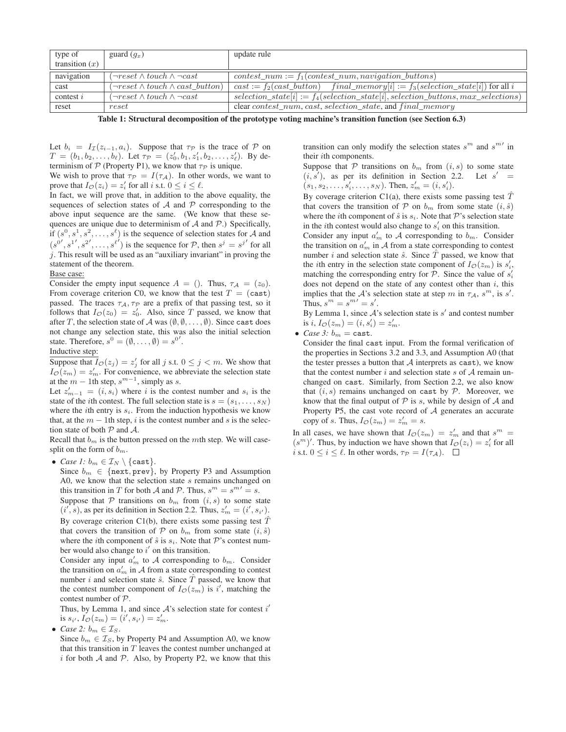| type of transition ($x$) | guard ($g_x$) | update rule |
|---|---|---|
| navigation | $(\neg reset \wedge touch \wedge \neg cast$ | $contest\_num := f_1(contest\_num, navigation\_buttons)$ |
| cast | $(\neg reset \wedge touch \wedge cast\_button)$ | $cast := f_2(cast\_button) \quad final\_memory[i] := f_3(selection\_state[i])$ for all $i$ |
| contest $i$ | $(\neg reset \wedge touch \wedge \neg cast$ | $selection\_state[i] := f_4(selection\_state[i], selection\_buttons, max\_selections)$ |
| reset | $reset$ | clear $contest\_num$, $cast$, $selection\_state$, and $final\_memory$ |

**Table 1: Structural decomposition of the prototype voting machine's transition function (see Section 6.3)**

Let $b_i = I_{\mathcal{I}}(z_{i-1}, a_i)$. Suppose that $\tau_{\mathcal{P}}$ is the trace of $\mathcal{P}$ on $T = (b_1, b_2, \ldots, b_\ell)$. Let $\tau_{\mathcal{P}} = (z_0', b_1, z_1', b_2, \ldots, z_\ell')$. By determinism of $\mathcal{P}$ (Property P1), we know that $\tau_{\mathcal{P}}$ is unique.

We wish to prove that $\tau_{\mathcal{P}} = I(\tau_{\mathcal{A}})$. In other words, we want to prove that $I_{\mathcal{O}}(z_i) = z_i'$ for all $i$ s.t. $0 \leq i \leq \ell$.

In fact, we will prove that, in addition to the above equality, the sequences of selection states of $\mathcal{A}$ and $\mathcal{P}$ corresponding to the above input sequence are the same. (We know that these sequences are unique due to determinism of $\mathcal{A}$ and $\mathcal{P}$.) Specifically, if $(s^0, s^1, s^2, \ldots, s^\ell)$ is the sequence of selection states for $\mathcal{A}$ and $(s^{0'}, s^{1'}, s^{2'}, \ldots, s^{\ell'})$ is the sequence for $\mathcal{P}$, then $s^j = s^{j'}$ for all $j$. This result will be used as an "auxiliary invariant" in proving the statement of the theorem.

Base case:

Consider the empty input sequence $A = ()$. Thus, $\tau_{\mathcal{A}} = (z_0)$. From coverage criterion C0, we know that the test $T = (\texttt{cast})$ passed. The traces $\tau_{\mathcal{A}}, \tau_{\mathcal{P}}$ are a prefix of that passing test, so it follows that $I_{\mathcal{O}}(z_0) = z_0'$. Also, since $T$ passed, we know that after $T$, the selection state of $\mathcal{A}$ was $(\emptyset, \emptyset, \ldots, \emptyset)$. Since cast does not change any selection state, this was also the initial selection state. Therefore, $s^0 = (\emptyset, \ldots, \emptyset) = s^{0'}$.

Inductive step:

Suppose that $I_{\mathcal{O}}(z_j) = z_j'$ for all $j$ s.t. $0 \leq j < m$. We show that $I_{\mathcal{O}}(z_m) = z_m'$. For convenience, we abbreviate the selection state at the $m-1$th step, $s^{m-1}$, simply as $s$.

Let $z_{m-1}' = (i, s_i)$ where $i$ is the contest number and $s_i$ is the state of the $i$th contest. The full selection state is $s = (s_1, \ldots, s_N)$ where the $i$th entry is $s_i$. From the induction hypothesis we know that, at the $m-1$th step, $i$ is the contest number and $s$ is the selection state of both $\mathcal{P}$ and $\mathcal{A}$.

Recall that $b_m$ is the button pressed on the $m$th step. We will case-split on the form of $b_m$.

- *Case 1:* $b_m \in \mathcal{I}_N \setminus \{\texttt{cast}\}$.

  Since $b_m \in \{\texttt{next}, \texttt{prev}\}$, by Property P3 and Assumption A0, we know that the selection state $s$ remains unchanged on this transition in $T$ for both $\mathcal{A}$ and $\mathcal{P}$. Thus, $s^m = s^{m'} = s$.

  Suppose that $\mathcal{P}$ transitions on $b_m$ from $(i, s)$ to some state $(i', s)$, as per its definition in Section 2.2. Thus, $z_m' = (i', s_{i'})$.

  By coverage criterion C1(b), there exists some passing test $\hat{T}$ that covers the transition of $\mathcal{P}$ on $b_m$ from some state $(i, \hat{s})$ where the $i$th component of $\hat{s}$ is $s_i$. Note that $\mathcal{P}$'s contest number would also change to $i'$ on this transition.

  Consider any input $a_m'$ to $\mathcal{A}$ corresponding to $b_m$. Consider the transition on $a_m'$ in $\mathcal{A}$ from a state corresponding to contest number $i$ and selection state $\hat{s}$. Since $\hat{T}$ passed, we know that the contest number component of $I_{\mathcal{O}}(z_m)$ is $i'$, matching the contest number of $\mathcal{P}$.

  Thus, by Lemma 1, and since $\mathcal{A}$'s selection state for contest $i'$ is $s_{i'}$, $I_{\mathcal{O}}(z_m) = (i', s_{i'}) = z_m'$.

- *Case 2:* $b_m \in \mathcal{I}_S$.

  Since $b_m \in \mathcal{I}_S$, by Property P4 and Assumption A0, we know that this transition in $T$ leaves the contest number unchanged at $i$ for both $\mathcal{A}$ and $\mathcal{P}$. Also, by Property P2, we know that this transition can only modify the selection states $s^m$ and $s^{m'}$ in their $i$th components.

  Suppose that $\mathcal{P}$ transitions on $b_m$ from $(i, s)$ to some state $(i, s')$, as per its definition in Section 2.2. Let $s' = (s_1, s_2, \ldots, s_i', \ldots, s_N)$. Then, $z_m' = (i, s_i')$.

  By coverage criterion C1(a), there exists some passing test $\hat{T}$ that covers the transition of $\mathcal{P}$ on $b_m$ from some state $(i, \hat{s})$ where the $i$th component of $\hat{s}$ is $s_i$. Note that $\mathcal{P}$'s selection state in the $i$th contest would also change to $s_i'$ on this transition.

  Consider any input $a_m'$ to $\mathcal{A}$ corresponding to $b_m$. Consider the transition on $a_m'$ in $\mathcal{A}$ from a state corresponding to contest number $i$ and selection state $\hat{s}$. Since $\hat{T}$ passed, we know that the $i$th entry in the selection state component of $I_{\mathcal{O}}(z_m)$ is $s_i'$, matching the corresponding entry for $\mathcal{P}$. Since the value of $s_i'$ does not depend on the state of any contest other than $i$, this implies that the $\mathcal{A}$'s selection state at step $m$ in $\tau_{\mathcal{A}}$, $s^m$, is $s'$. Thus, $s^m = s^{m'} = s'$.

  By Lemma 1, since $\mathcal{A}$'s selection state is $s'$ and contest number is $i$, $I_{\mathcal{O}}(z_m) = (i, s_i') = z_m'$.

- *Case 3:* $b_m = \texttt{cast}$.

  Consider the final cast input. From the formal verification of the properties in Sections 3.2 and 3.3, and Assumption A0 (that the tester presses a button that $\mathcal{A}$ interprets as cast), we know that the contest number $i$ and selection state $s$ of $\mathcal{A}$ remain unchanged on cast. Similarly, from Section 2.2, we also know that $(i, s)$ remains unchanged on cast by $\mathcal{P}$. Moreover, we know that the final output of $\mathcal{P}$ is $s$, while by design of $\mathcal{A}$ and Property P5, the cast vote record of $\mathcal{A}$ generates an accurate copy of $s$. Thus, $I_{\mathcal{O}}(z_m) = z_m' = s$.

In all cases, we have shown that $I_{\mathcal{O}}(z_m) = z_m'$ and that $s^m = (s^m)'$. Thus, by induction we have shown that $I_{\mathcal{O}}(z_i) = z_i'$ for all $i$ s.t. $0 \leq i \leq \ell$. In other words, $\tau_{\mathcal{P}} = I(\tau_{\mathcal{A}})$. □